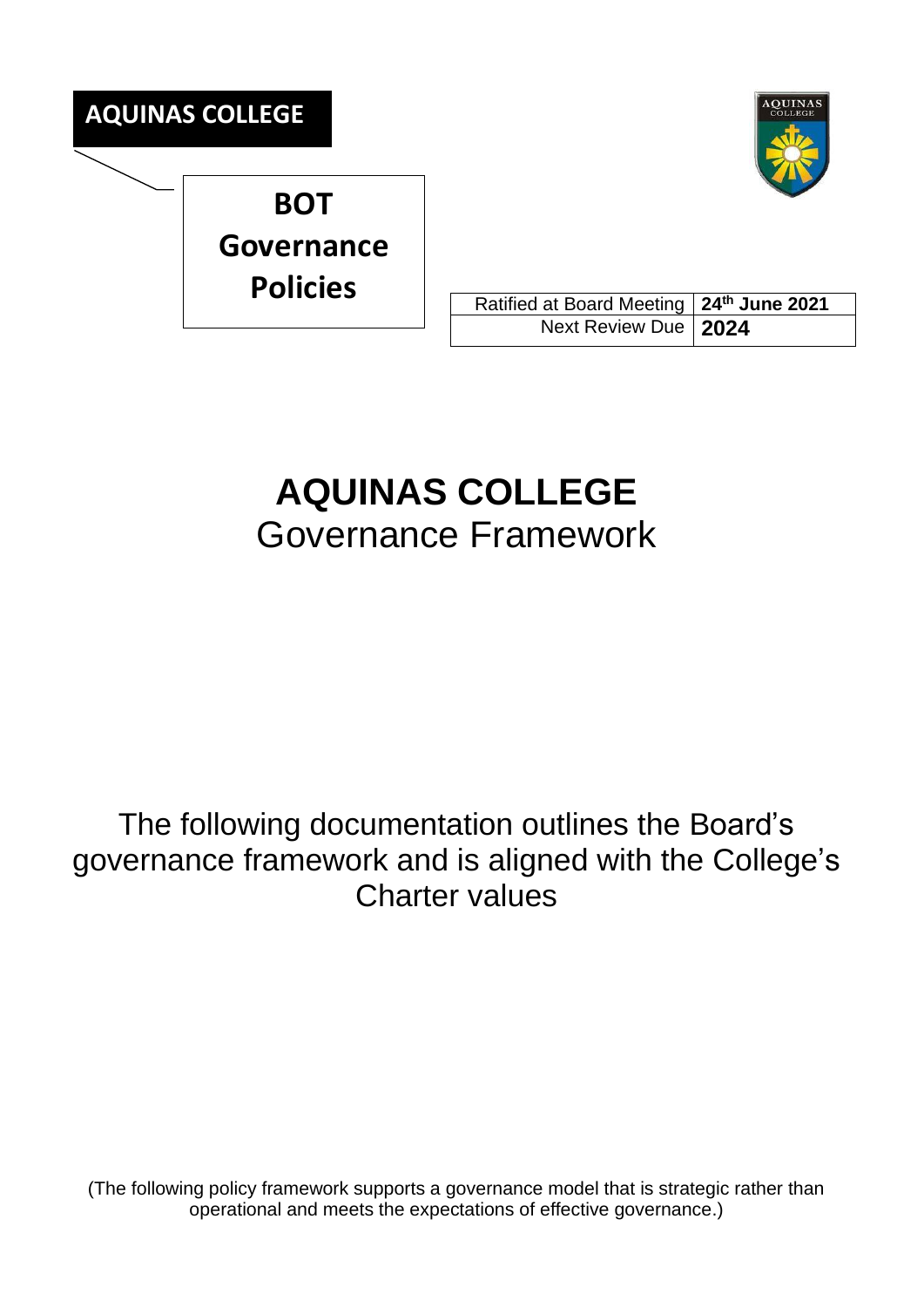**AQUINAS COLLEGE**

**BOT Governance Policies**

| Ratified at Board Meeting | **24th June 2021** |
| --- | --- |
| Next Review Due | **2024** |

# AQUINAS COLLEGE

## Governance Framework

The following documentation outlines the Board's governance framework and is aligned with the College's Charter values

(The following policy framework supports a governance model that is strategic rather than operational and meets the expectations of effective governance.)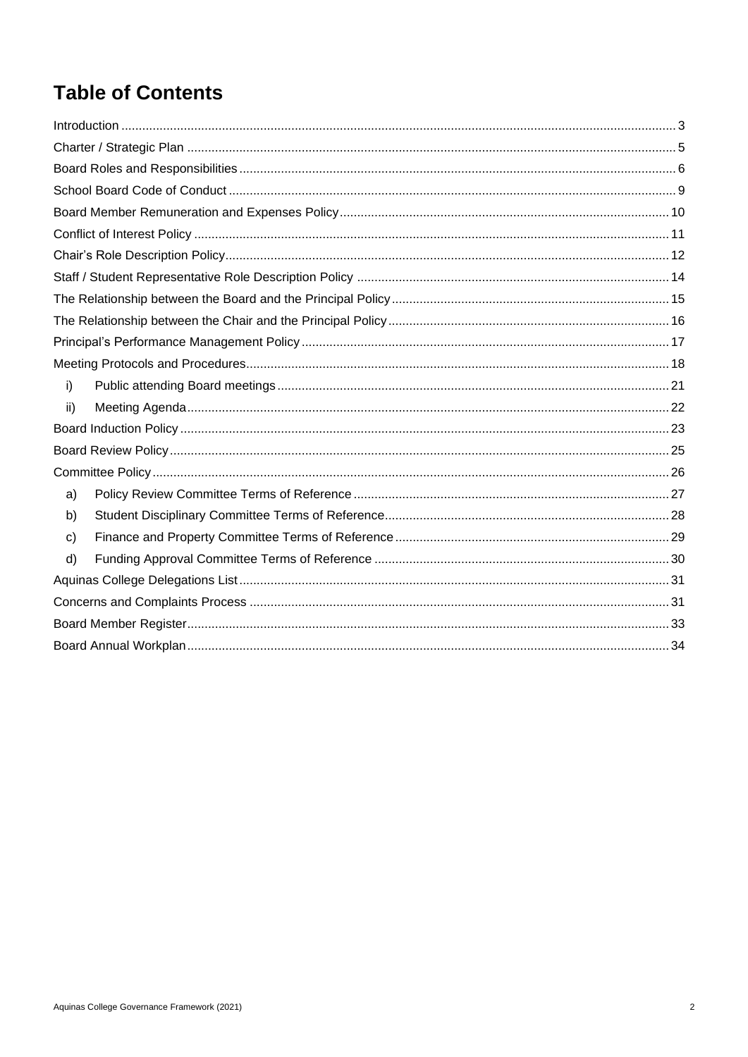# Table of Contents

- Introduction ... 3
- Charter / Strategic Plan ... 5
- Board Roles and Responsibilities ... 6
- School Board Code of Conduct ... 9
- Board Member Remuneration and Expenses Policy ... 10
- Conflict of Interest Policy ... 11
- Chair's Role Description Policy ... 12
- Staff / Student Representative Role Description Policy ... 14
- The Relationship between the Board and the Principal Policy ... 15
- The Relationship between the Chair and the Principal Policy ... 16
- Principal's Performance Management Policy ... 17
- Meeting Protocols and Procedures ... 18
  - i) Public attending Board meetings ... 21
  - ii) Meeting Agenda ... 22
- Board Induction Policy ... 23
- Board Review Policy ... 25
- Committee Policy ... 26
  - a) Policy Review Committee Terms of Reference ... 27
  - b) Student Disciplinary Committee Terms of Reference ... 28
  - c) Finance and Property Committee Terms of Reference ... 29
  - d) Funding Approval Committee Terms of Reference ... 30
- Aquinas College Delegations List ... 31
- Concerns and Complaints Process ... 31
- Board Member Register ... 33
- Board Annual Workplan ... 34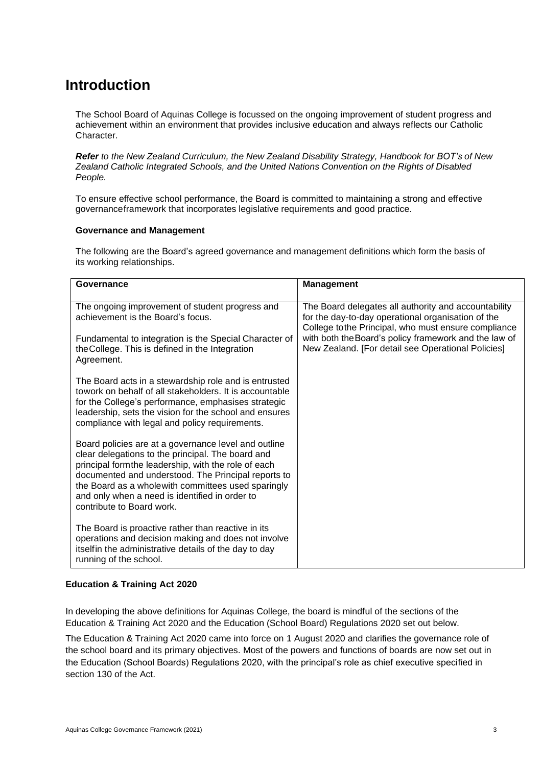# Introduction

The School Board of Aquinas College is focussed on the ongoing improvement of student progress and achievement within an environment that provides inclusive education and always reflects our Catholic Character.

***Refer*** *to the New Zealand Curriculum, the New Zealand Disability Strategy, Handbook for BOT's of New Zealand Catholic Integrated Schools, and the United Nations Convention on the Rights of Disabled People.*

To ensure effective school performance, the Board is committed to maintaining a strong and effective governanceframework that incorporates legislative requirements and good practice.

**Governance and Management**

The following are the Board's agreed governance and management definitions which form the basis of its working relationships.

| Governance | Management |
|---|---|
| The ongoing improvement of student progress and achievement is the Board's focus.<br><br>Fundamental to integration is the Special Character of theCollege. This is defined in the Integration Agreement.<br><br>The Board acts in a stewardship role and is entrusted towork on behalf of all stakeholders. It is accountable for the College's performance, emphasises strategic leadership, sets the vision for the school and ensures compliance with legal and policy requirements.<br><br>Board policies are at a governance level and outline clear delegations to the principal. The board and principal formthe leadership, with the role of each documented and understood. The Principal reports to the Board as a wholewith committees used sparingly and only when a need is identified in order to contribute to Board work.<br><br>The Board is proactive rather than reactive in its operations and decision making and does not involve itselfin the administrative details of the day to day running of the school. | The Board delegates all authority and accountability for the day-to-day operational organisation of the College tothe Principal, who must ensure compliance with both theBoard's policy framework and the law of New Zealand. [For detail see Operational Policies] |

**Education & Training Act 2020**

In developing the above definitions for Aquinas College, the board is mindful of the sections of the Education & Training Act 2020 and the Education (School Board) Regulations 2020 set out below.

The Education & Training Act 2020 came into force on 1 August 2020 and clarifies the governance role of the school board and its primary objectives. Most of the powers and functions of boards are now set out in the Education (School Boards) Regulations 2020, with the principal's role as chief executive specified in section 130 of the Act.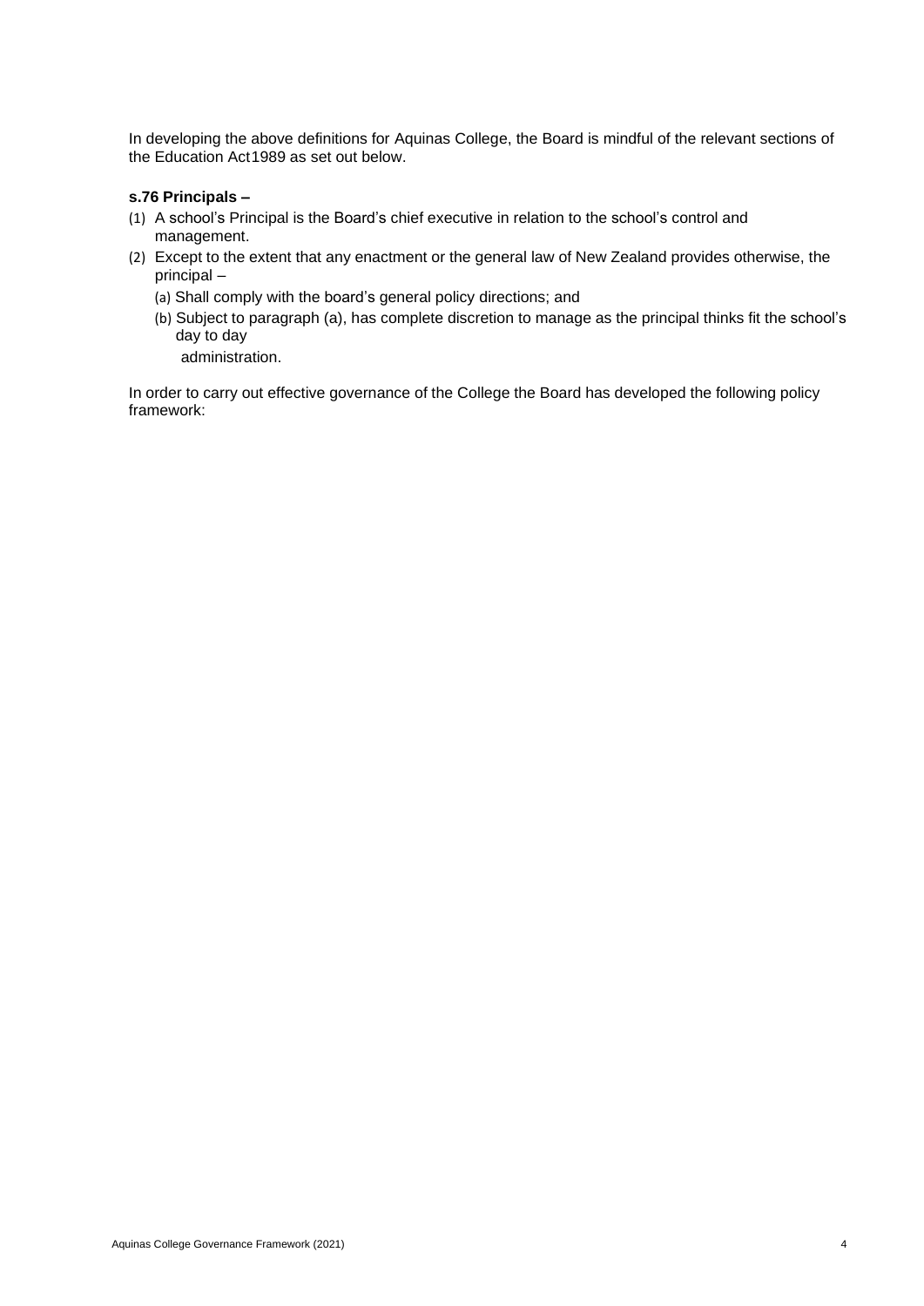In developing the above definitions for Aquinas College, the Board is mindful of the relevant sections of the Education Act1989 as set out below.

**s.76 Principals –**

(1) A school's Principal is the Board's chief executive in relation to the school's control and management.

(2) Except to the extent that any enactment or the general law of New Zealand provides otherwise, the principal –

   (a) Shall comply with the board's general policy directions; and

   (b) Subject to paragraph (a), has complete discretion to manage as the principal thinks fit the school's day to day administration.

In order to carry out effective governance of the College the Board has developed the following policy framework: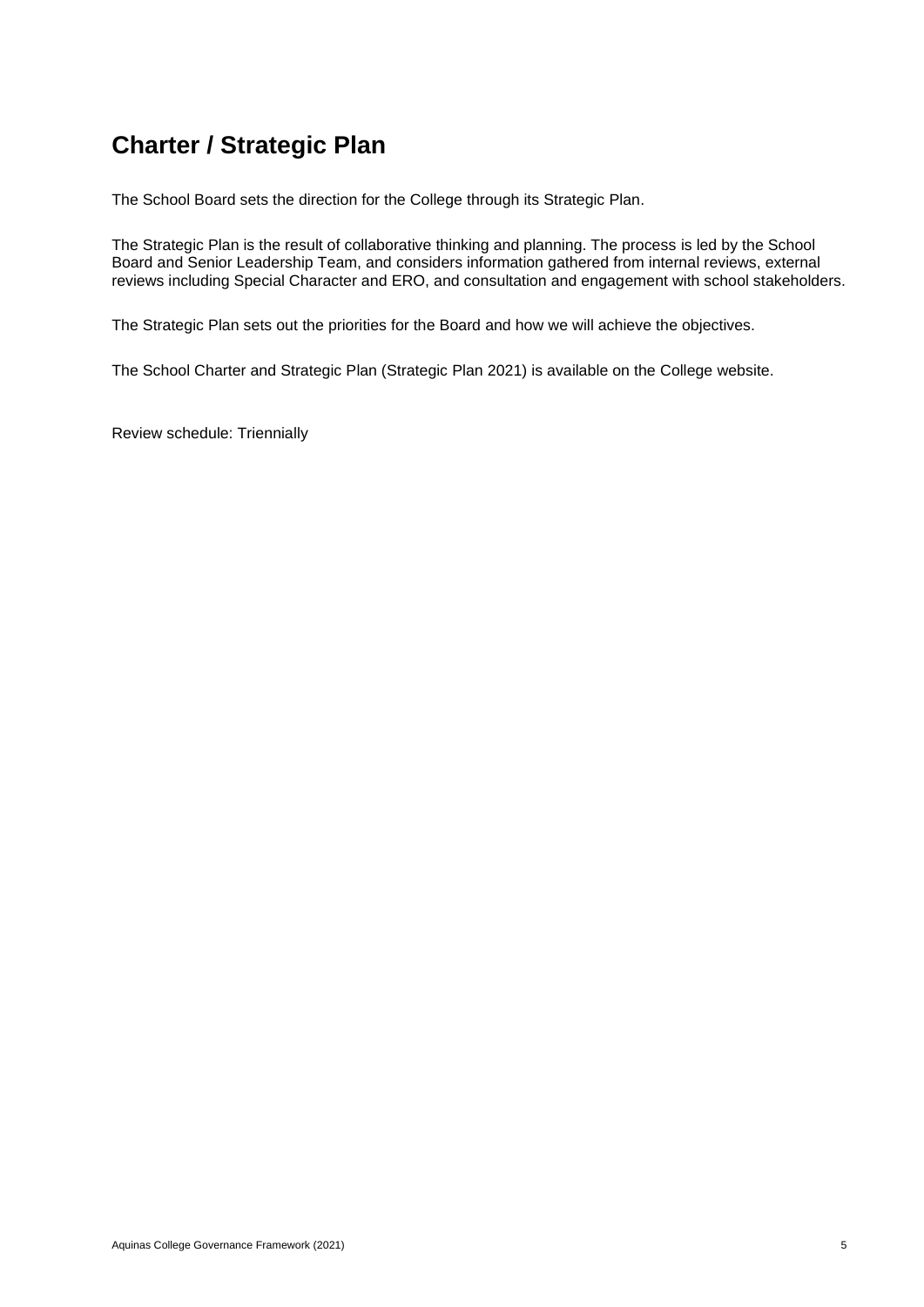# Charter / Strategic Plan

The School Board sets the direction for the College through its Strategic Plan.

The Strategic Plan is the result of collaborative thinking and planning. The process is led by the School Board and Senior Leadership Team, and considers information gathered from internal reviews, external reviews including Special Character and ERO, and consultation and engagement with school stakeholders.

The Strategic Plan sets out the priorities for the Board and how we will achieve the objectives.

The School Charter and Strategic Plan (Strategic Plan 2021) is available on the College website.

Review schedule: Triennially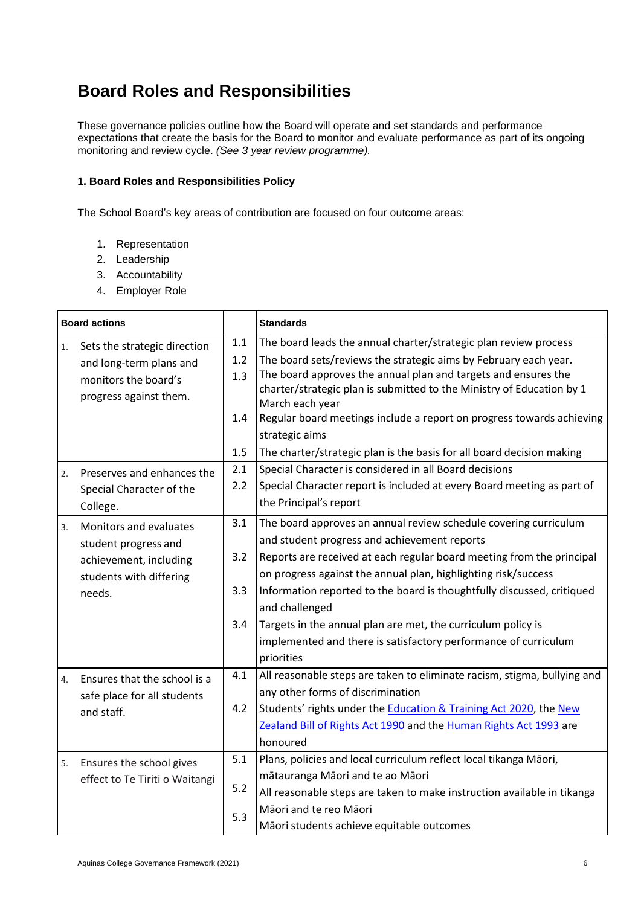# Board Roles and Responsibilities

These governance policies outline how the Board will operate and set standards and performance expectations that create the basis for the Board to monitor and evaluate performance as part of its ongoing monitoring and review cycle. *(See 3 year review programme).*

### 1. Board Roles and Responsibilities Policy

The School Board's key areas of contribution are focused on four outcome areas:

1. Representation
2. Leadership
3. Accountability
4. Employer Role

| Board actions | | Standards |
|---|---|---|
| 1. Sets the strategic direction and long-term plans and monitors the board's progress against them. | 1.1 | The board leads the annual charter/strategic plan review process |
| | 1.2 | The board sets/reviews the strategic aims by February each year. |
| | 1.3 | The board approves the annual plan and targets and ensures the charter/strategic plan is submitted to the Ministry of Education by 1 March each year |
| | 1.4 | Regular board meetings include a report on progress towards achieving strategic aims |
| | 1.5 | The charter/strategic plan is the basis for all board decision making |
| 2. Preserves and enhances the Special Character of the College. | 2.1 | Special Character is considered in all Board decisions |
| | 2.2 | Special Character report is included at every Board meeting as part of the Principal's report |
| 3. Monitors and evaluates student progress and achievement, including students with differing needs. | 3.1 | The board approves an annual review schedule covering curriculum and student progress and achievement reports |
| | 3.2 | Reports are received at each regular board meeting from the principal on progress against the annual plan, highlighting risk/success |
| | 3.3 | Information reported to the board is thoughtfully discussed, critiqued and challenged |
| | 3.4 | Targets in the annual plan are met, the curriculum policy is implemented and there is satisfactory performance of curriculum priorities |
| 4. Ensures that the school is a safe place for all students and staff. | 4.1 | All reasonable steps are taken to eliminate racism, stigma, bullying and any other forms of discrimination |
| | 4.2 | Students' rights under the [Education & Training Act 2020](), the [New Zealand Bill of Rights Act 1990]() and the [Human Rights Act 1993]() are honoured |
| 5. Ensures the school gives effect to Te Tiriti o Waitangi | 5.1 | Plans, policies and local curriculum reflect local tikanga Māori, mātauranga Māori and te ao Māori |
| | 5.2 | All reasonable steps are taken to make instruction available in tikanga Māori and te reo Māori |
| | 5.3 | Māori students achieve equitable outcomes |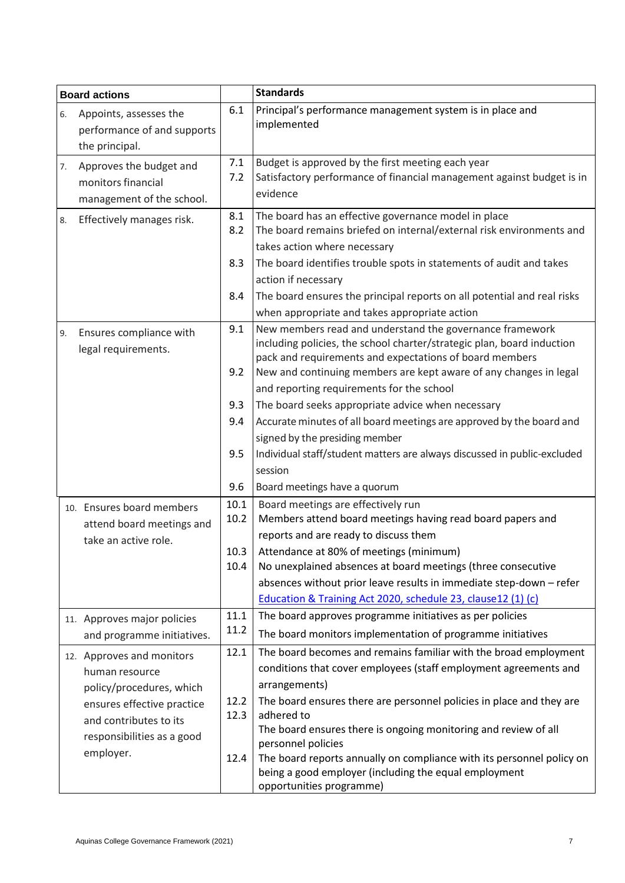| Board actions | | Standards |
|---|---|---|
| 6. Appoints, assesses the performance of and supports the principal. | 6.1 | Principal's performance management system is in place and implemented |
| 7. Approves the budget and monitors financial management of the school. | 7.1<br>7.2 | Budget is approved by the first meeting each year<br>Satisfactory performance of financial management against budget is in evidence |
| 8. Effectively manages risk. | 8.1<br>8.2<br><br>8.3<br><br>8.4 | The board has an effective governance model in place<br>The board remains briefed on internal/external risk environments and takes action where necessary<br>The board identifies trouble spots in statements of audit and takes action if necessary<br>The board ensures the principal reports on all potential and real risks when appropriate and takes appropriate action |
| 9. Ensures compliance with legal requirements. | 9.1<br><br><br>9.2<br><br>9.3<br>9.4<br><br>9.5<br><br>9.6 | New members read and understand the governance framework including policies, the school charter/strategic plan, board induction pack and requirements and expectations of board members<br>New and continuing members are kept aware of any changes in legal and reporting requirements for the school<br>The board seeks appropriate advice when necessary<br>Accurate minutes of all board meetings are approved by the board and signed by the presiding member<br>Individual staff/student matters are always discussed in public-excluded session<br>Board meetings have a quorum |
| 10. Ensures board members attend board meetings and take an active role. | 10.1<br>10.2<br><br>10.3<br>10.4 | Board meetings are effectively run<br>Members attend board meetings having read board papers and reports and are ready to discuss them<br>Attendance at 80% of meetings (minimum)<br>No unexplained absences at board meetings (three consecutive absences without prior leave results in immediate step-down – refer [Education & Training Act 2020, schedule 23, clause12 (1) (c)]() |
| 11. Approves major policies and programme initiatives. | 11.1<br>11.2 | The board approves programme initiatives as per policies<br>The board monitors implementation of programme initiatives |
| 12. Approves and monitors human resource policy/procedures, which ensures effective practice and contributes to its responsibilities as a good employer. | 12.1<br><br><br>12.2<br>12.3<br><br>12.4 | The board becomes and remains familiar with the broad employment conditions that cover employees (staff employment agreements and arrangements)<br>The board ensures there are personnel policies in place and they are adhered to<br>The board ensures there is ongoing monitoring and review of all personnel policies<br>The board reports annually on compliance with its personnel policy on being a good employer (including the equal employment opportunities programme) |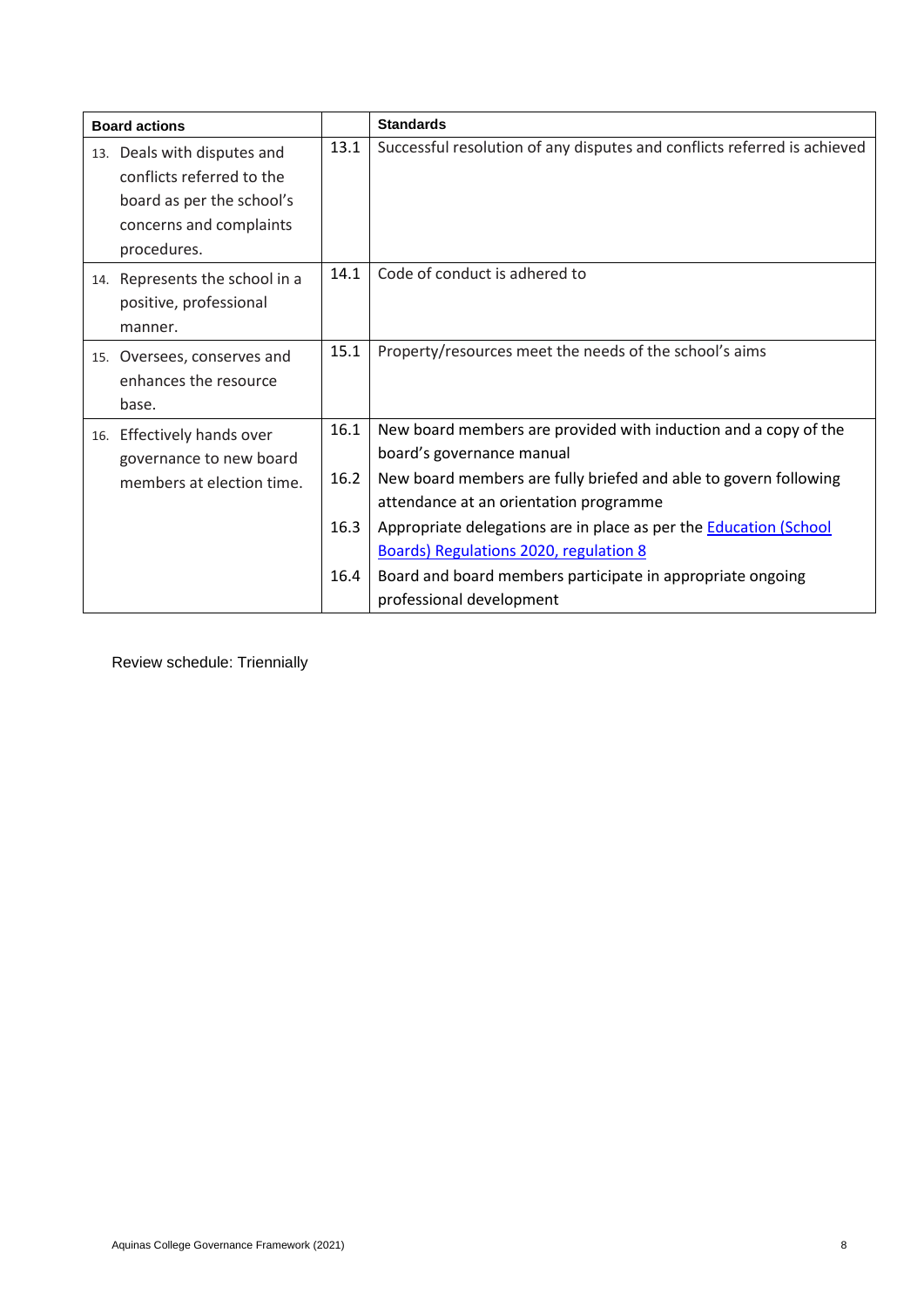| Board actions | | Standards |
|---|---|---|
| 13. Deals with disputes and conflicts referred to the board as per the school's concerns and complaints procedures. | 13.1 | Successful resolution of any disputes and conflicts referred is achieved |
| 14. Represents the school in a positive, professional manner. | 14.1 | Code of conduct is adhered to |
| 15. Oversees, conserves and enhances the resource base. | 15.1 | Property/resources meet the needs of the school's aims |
| 16. Effectively hands over governance to new board members at election time. | 16.1 | New board members are provided with induction and a copy of the board's governance manual |
| | 16.2 | New board members are fully briefed and able to govern following attendance at an orientation programme |
| | 16.3 | Appropriate delegations are in place as per the Education (School Boards) Regulations 2020, regulation 8 |
| | 16.4 | Board and board members participate in appropriate ongoing professional development |

Review schedule: Triennially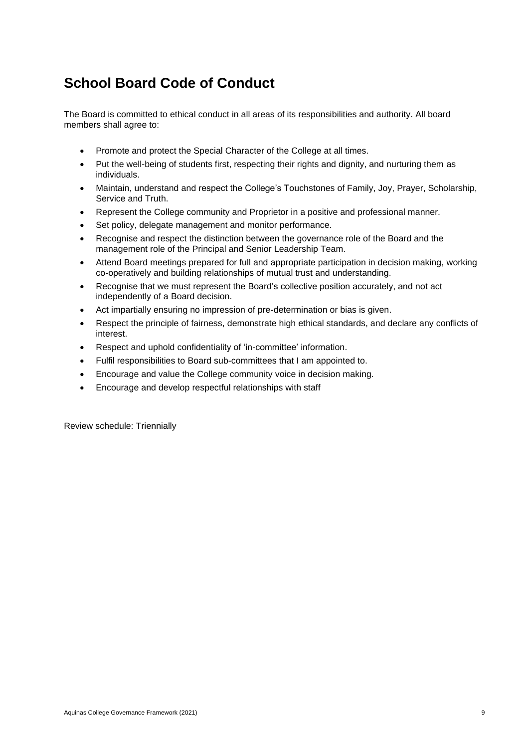# School Board Code of Conduct

The Board is committed to ethical conduct in all areas of its responsibilities and authority. All board members shall agree to:

- Promote and protect the Special Character of the College at all times.
- Put the well-being of students first, respecting their rights and dignity, and nurturing them as individuals.
- Maintain, understand and respect the College's Touchstones of Family, Joy, Prayer, Scholarship, Service and Truth.
- Represent the College community and Proprietor in a positive and professional manner.
- Set policy, delegate management and monitor performance.
- Recognise and respect the distinction between the governance role of the Board and the management role of the Principal and Senior Leadership Team.
- Attend Board meetings prepared for full and appropriate participation in decision making, working co-operatively and building relationships of mutual trust and understanding.
- Recognise that we must represent the Board's collective position accurately, and not act independently of a Board decision.
- Act impartially ensuring no impression of pre-determination or bias is given.
- Respect the principle of fairness, demonstrate high ethical standards, and declare any conflicts of interest.
- Respect and uphold confidentiality of 'in-committee' information.
- Fulfil responsibilities to Board sub-committees that I am appointed to.
- Encourage and value the College community voice in decision making.
- Encourage and develop respectful relationships with staff

Review schedule: Triennially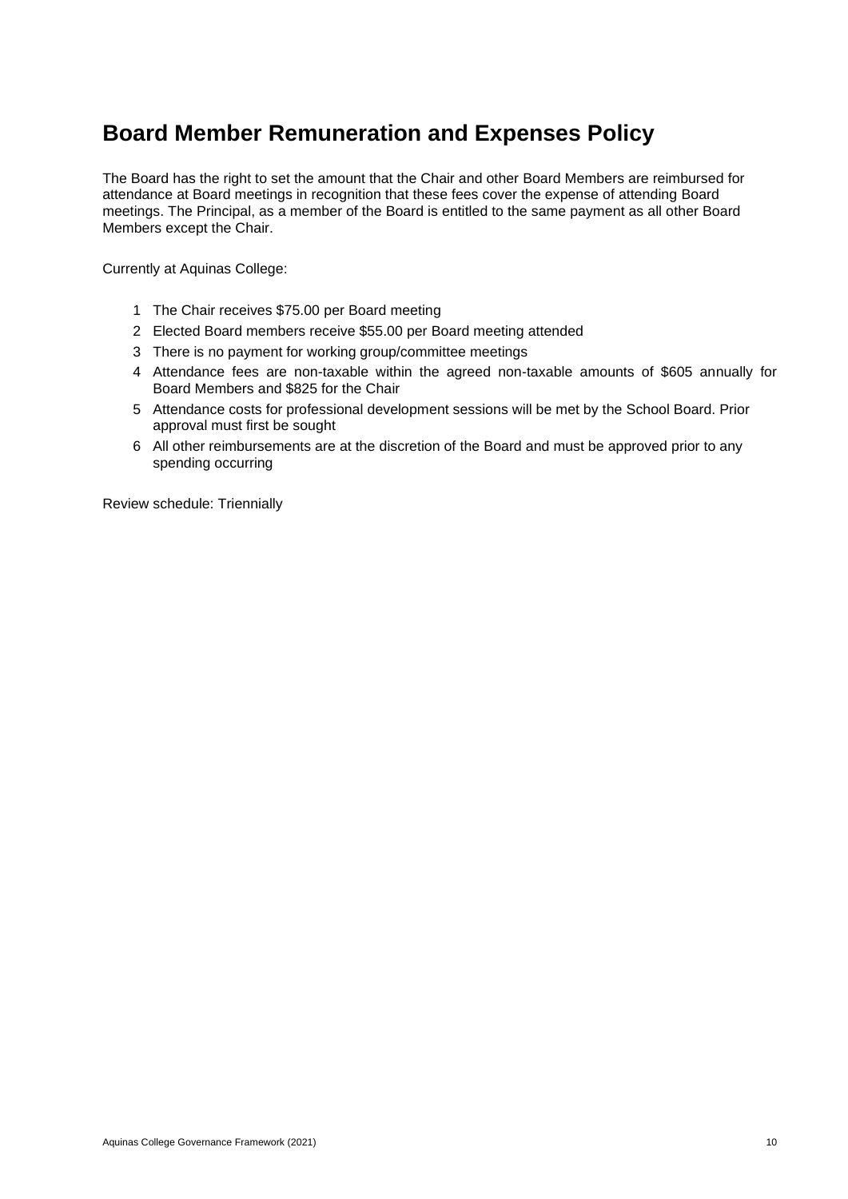# Board Member Remuneration and Expenses Policy

The Board has the right to set the amount that the Chair and other Board Members are reimbursed for attendance at Board meetings in recognition that these fees cover the expense of attending Board meetings. The Principal, as a member of the Board is entitled to the same payment as all other Board Members except the Chair.

Currently at Aquinas College:

1. The Chair receives $75.00 per Board meeting
2. Elected Board members receive $55.00 per Board meeting attended
3. There is no payment for working group/committee meetings
4. Attendance fees are non-taxable within the agreed non-taxable amounts of $605 annually for Board Members and $825 for the Chair
5. Attendance costs for professional development sessions will be met by the School Board. Prior approval must first be sought
6. All other reimbursements are at the discretion of the Board and must be approved prior to any spending occurring

Review schedule: Triennially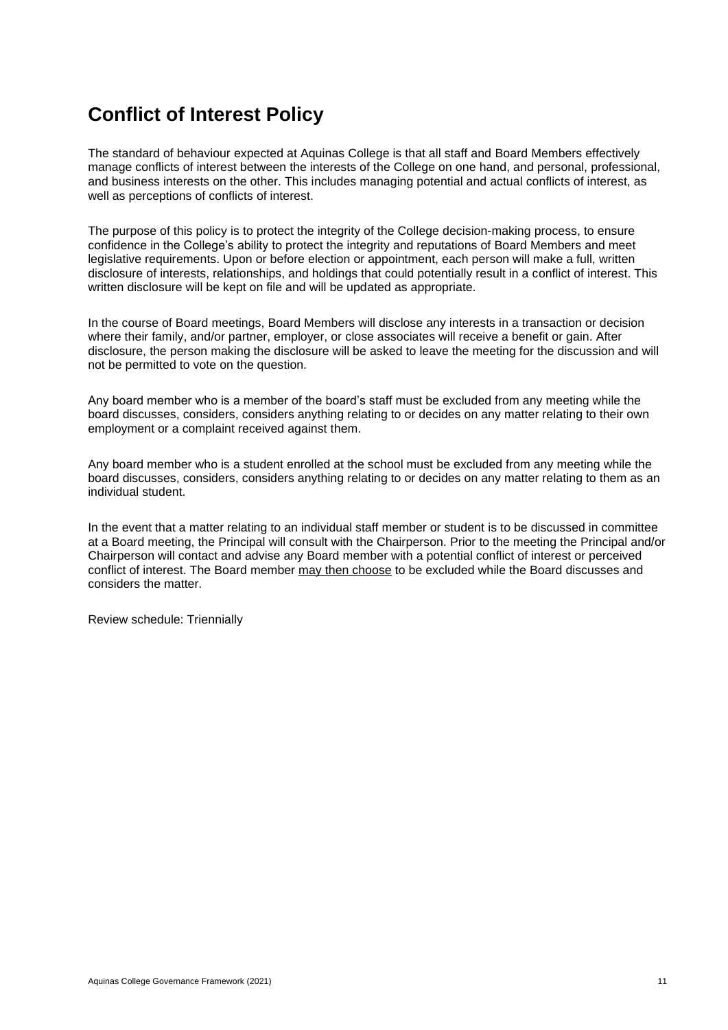# Conflict of Interest Policy

The standard of behaviour expected at Aquinas College is that all staff and Board Members effectively manage conflicts of interest between the interests of the College on one hand, and personal, professional, and business interests on the other. This includes managing potential and actual conflicts of interest, as well as perceptions of conflicts of interest.

The purpose of this policy is to protect the integrity of the College decision-making process, to ensure confidence in the College's ability to protect the integrity and reputations of Board Members and meet legislative requirements. Upon or before election or appointment, each person will make a full, written disclosure of interests, relationships, and holdings that could potentially result in a conflict of interest. This written disclosure will be kept on file and will be updated as appropriate.

In the course of Board meetings, Board Members will disclose any interests in a transaction or decision where their family, and/or partner, employer, or close associates will receive a benefit or gain. After disclosure, the person making the disclosure will be asked to leave the meeting for the discussion and will not be permitted to vote on the question.

Any board member who is a member of the board's staff must be excluded from any meeting while the board discusses, considers, considers anything relating to or decides on any matter relating to their own employment or a complaint received against them.

Any board member who is a student enrolled at the school must be excluded from any meeting while the board discusses, considers, considers anything relating to or decides on any matter relating to them as an individual student.

In the event that a matter relating to an individual staff member or student is to be discussed in committee at a Board meeting, the Principal will consult with the Chairperson. Prior to the meeting the Principal and/or Chairperson will contact and advise any Board member with a potential conflict of interest or perceived conflict of interest. The Board member <u>may then choose</u> to be excluded while the Board discusses and considers the matter.

Review schedule: Triennially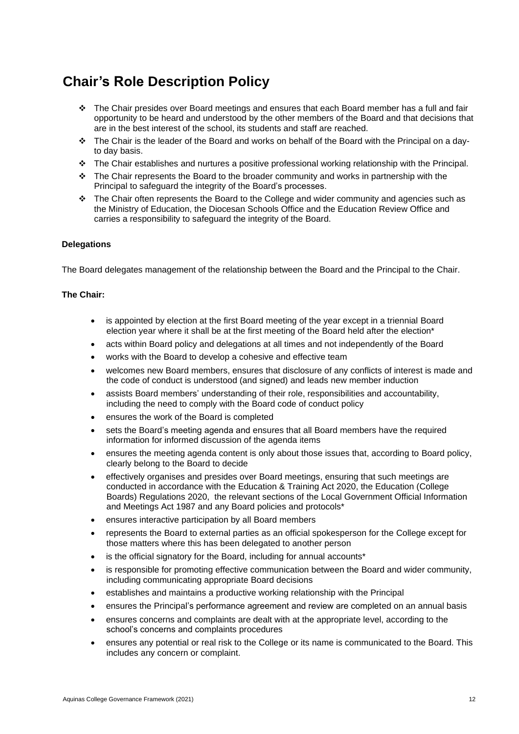# Chair's Role Description Policy

- The Chair presides over Board meetings and ensures that each Board member has a full and fair opportunity to be heard and understood by the other members of the Board and that decisions that are in the best interest of the school, its students and staff are reached.
- The Chair is the leader of the Board and works on behalf of the Board with the Principal on a day-to day basis.
- The Chair establishes and nurtures a positive professional working relationship with the Principal.
- The Chair represents the Board to the broader community and works in partnership with the Principal to safeguard the integrity of the Board's processes.
- The Chair often represents the Board to the College and wider community and agencies such as the Ministry of Education, the Diocesan Schools Office and the Education Review Office and carries a responsibility to safeguard the integrity of the Board.

**Delegations**

The Board delegates management of the relationship between the Board and the Principal to the Chair.

**The Chair:**

- is appointed by election at the first Board meeting of the year except in a triennial Board election year where it shall be at the first meeting of the Board held after the election*
- acts within Board policy and delegations at all times and not independently of the Board
- works with the Board to develop a cohesive and effective team
- welcomes new Board members, ensures that disclosure of any conflicts of interest is made and the code of conduct is understood (and signed) and leads new member induction
- assists Board members' understanding of their role, responsibilities and accountability, including the need to comply with the Board code of conduct policy
- ensures the work of the Board is completed
- sets the Board's meeting agenda and ensures that all Board members have the required information for informed discussion of the agenda items
- ensures the meeting agenda content is only about those issues that, according to Board policy, clearly belong to the Board to decide
- effectively organises and presides over Board meetings, ensuring that such meetings are conducted in accordance with the Education & Training Act 2020, the Education (College Boards) Regulations 2020, the relevant sections of the Local Government Official Information and Meetings Act 1987 and any Board policies and protocols*
- ensures interactive participation by all Board members
- represents the Board to external parties as an official spokesperson for the College except for those matters where this has been delegated to another person
- is the official signatory for the Board, including for annual accounts*
- is responsible for promoting effective communication between the Board and wider community, including communicating appropriate Board decisions
- establishes and maintains a productive working relationship with the Principal
- ensures the Principal's performance agreement and review are completed on an annual basis
- ensures concerns and complaints are dealt with at the appropriate level, according to the school's concerns and complaints procedures
- ensures any potential or real risk to the College or its name is communicated to the Board. This includes any concern or complaint.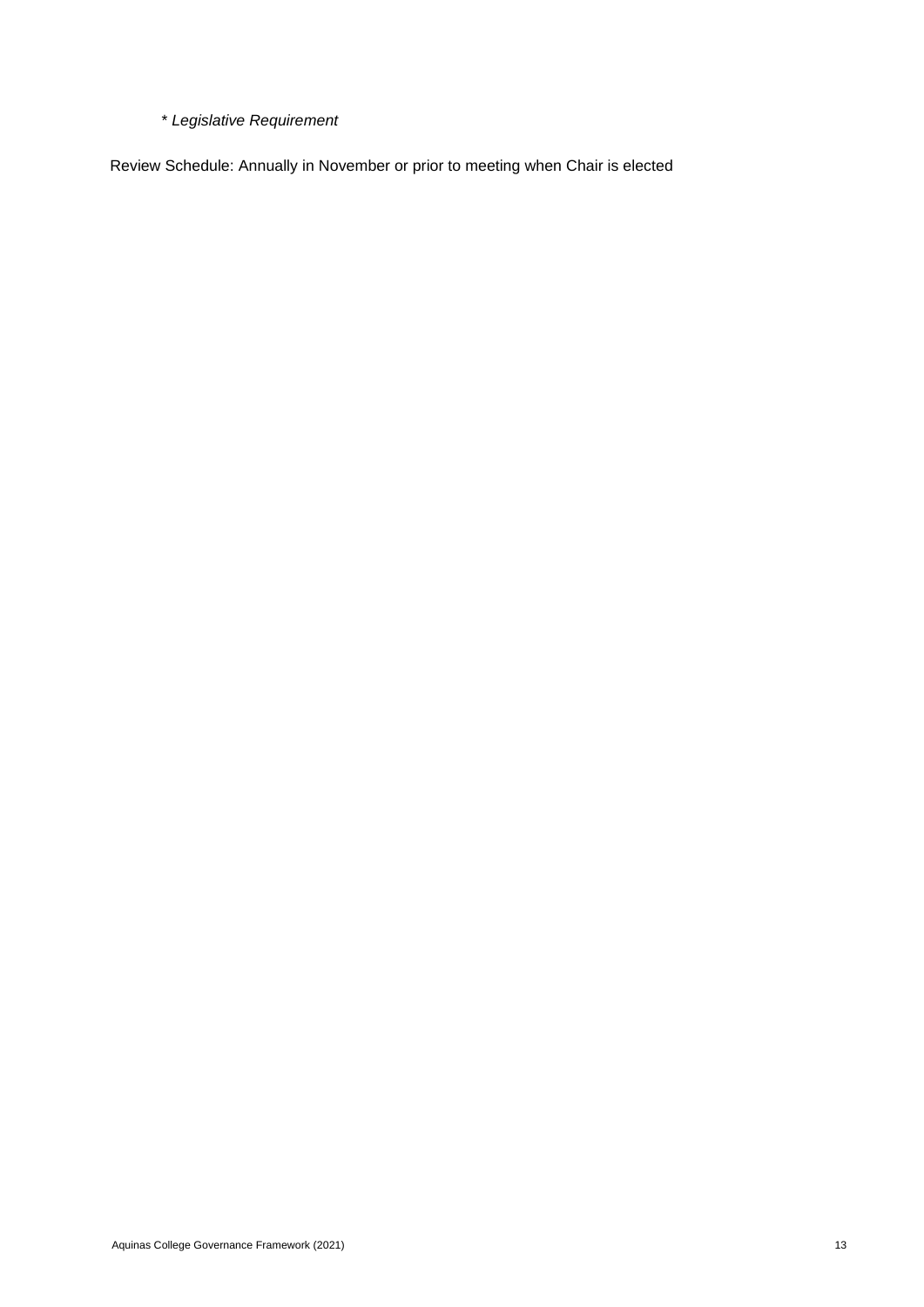*\* Legislative Requirement*

Review Schedule: Annually in November or prior to meeting when Chair is elected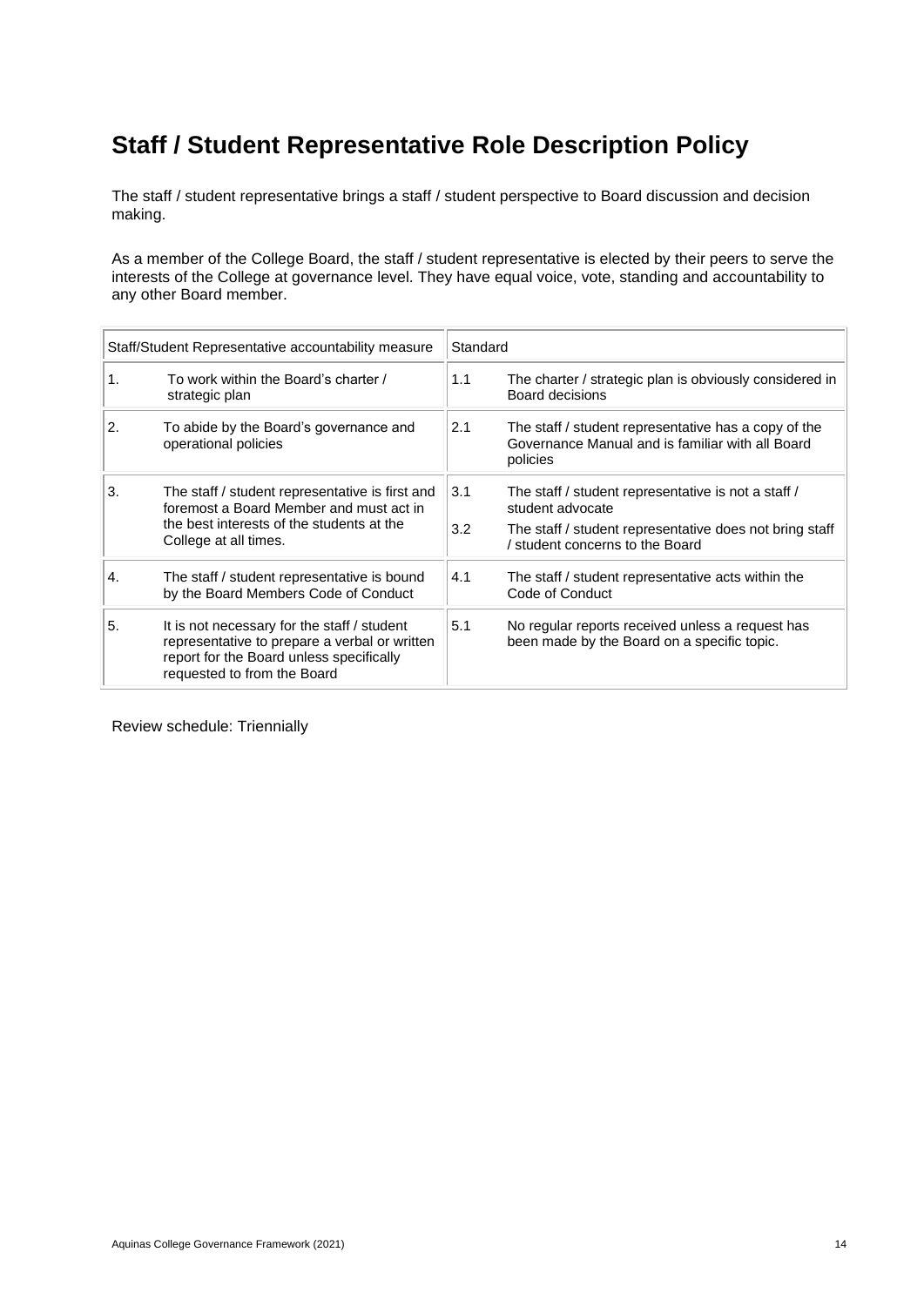# Staff / Student Representative Role Description Policy

The staff / student representative brings a staff / student perspective to Board discussion and decision making.

As a member of the College Board, the staff / student representative is elected by their peers to serve the interests of the College at governance level. They have equal voice, vote, standing and accountability to any other Board member.

| Staff/Student Representative accountability measure | | Standard | |
|---|---|---|---|
| 1. | To work within the Board's charter / strategic plan | 1.1 | The charter / strategic plan is obviously considered in Board decisions |
| 2. | To abide by the Board's governance and operational policies | 2.1 | The staff / student representative has a copy of the Governance Manual and is familiar with all Board policies |
| 3. | The staff / student representative is first and foremost a Board Member and must act in the best interests of the students at the College at all times. | 3.1 | The staff / student representative is not a staff / student advocate |
| | | 3.2 | The staff / student representative does not bring staff / student concerns to the Board |
| 4. | The staff / student representative is bound by the Board Members Code of Conduct | 4.1 | The staff / student representative acts within the Code of Conduct |
| 5. | It is not necessary for the staff / student representative to prepare a verbal or written report for the Board unless specifically requested to from the Board | 5.1 | No regular reports received unless a request has been made by the Board on a specific topic. |

Review schedule: Triennially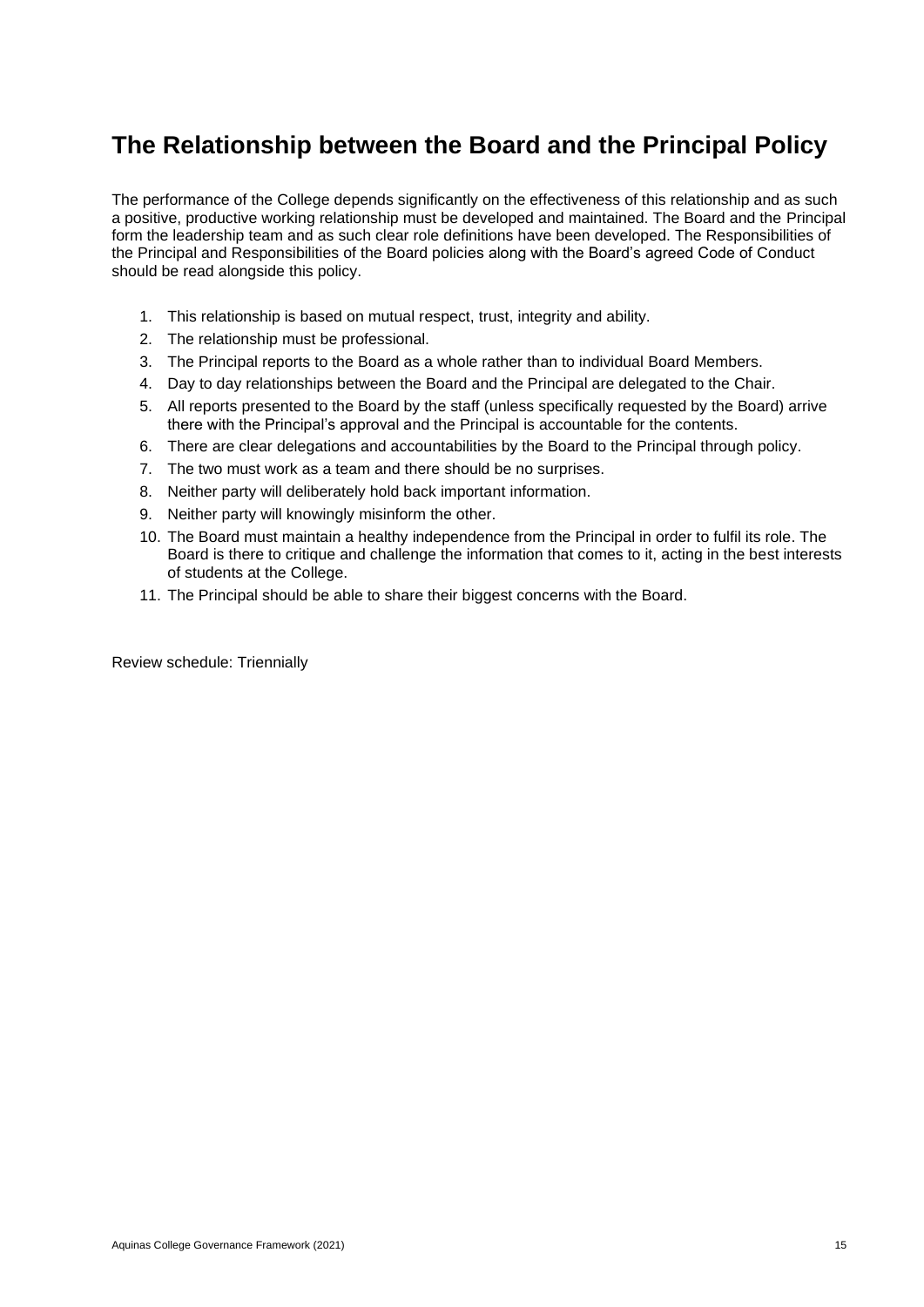# The Relationship between the Board and the Principal Policy

The performance of the College depends significantly on the effectiveness of this relationship and as such a positive, productive working relationship must be developed and maintained. The Board and the Principal form the leadership team and as such clear role definitions have been developed. The Responsibilities of the Principal and Responsibilities of the Board policies along with the Board's agreed Code of Conduct should be read alongside this policy.

1. This relationship is based on mutual respect, trust, integrity and ability.
2. The relationship must be professional.
3. The Principal reports to the Board as a whole rather than to individual Board Members.
4. Day to day relationships between the Board and the Principal are delegated to the Chair.
5. All reports presented to the Board by the staff (unless specifically requested by the Board) arrive there with the Principal's approval and the Principal is accountable for the contents.
6. There are clear delegations and accountabilities by the Board to the Principal through policy.
7. The two must work as a team and there should be no surprises.
8. Neither party will deliberately hold back important information.
9. Neither party will knowingly misinform the other.
10. The Board must maintain a healthy independence from the Principal in order to fulfil its role. The Board is there to critique and challenge the information that comes to it, acting in the best interests of students at the College.
11. The Principal should be able to share their biggest concerns with the Board.

Review schedule: Triennially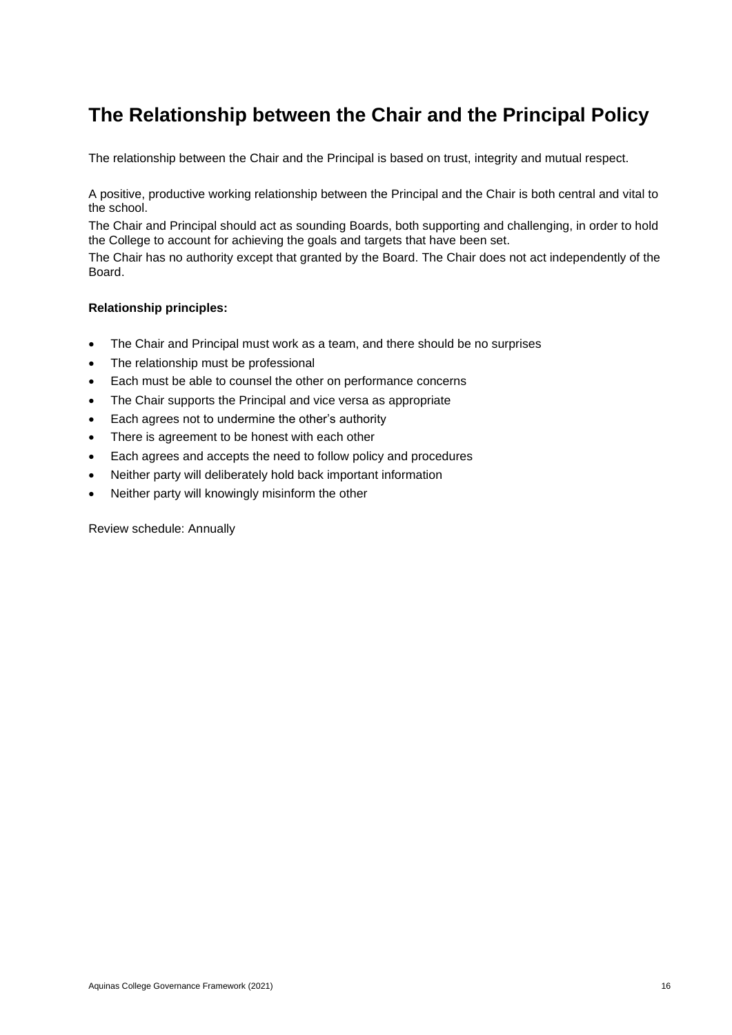# The Relationship between the Chair and the Principal Policy

The relationship between the Chair and the Principal is based on trust, integrity and mutual respect.

A positive, productive working relationship between the Principal and the Chair is both central and vital to the school.

The Chair and Principal should act as sounding Boards, both supporting and challenging, in order to hold the College to account for achieving the goals and targets that have been set.

The Chair has no authority except that granted by the Board. The Chair does not act independently of the Board.

**Relationship principles:**

- The Chair and Principal must work as a team, and there should be no surprises
- The relationship must be professional
- Each must be able to counsel the other on performance concerns
- The Chair supports the Principal and vice versa as appropriate
- Each agrees not to undermine the other's authority
- There is agreement to be honest with each other
- Each agrees and accepts the need to follow policy and procedures
- Neither party will deliberately hold back important information
- Neither party will knowingly misinform the other

Review schedule: Annually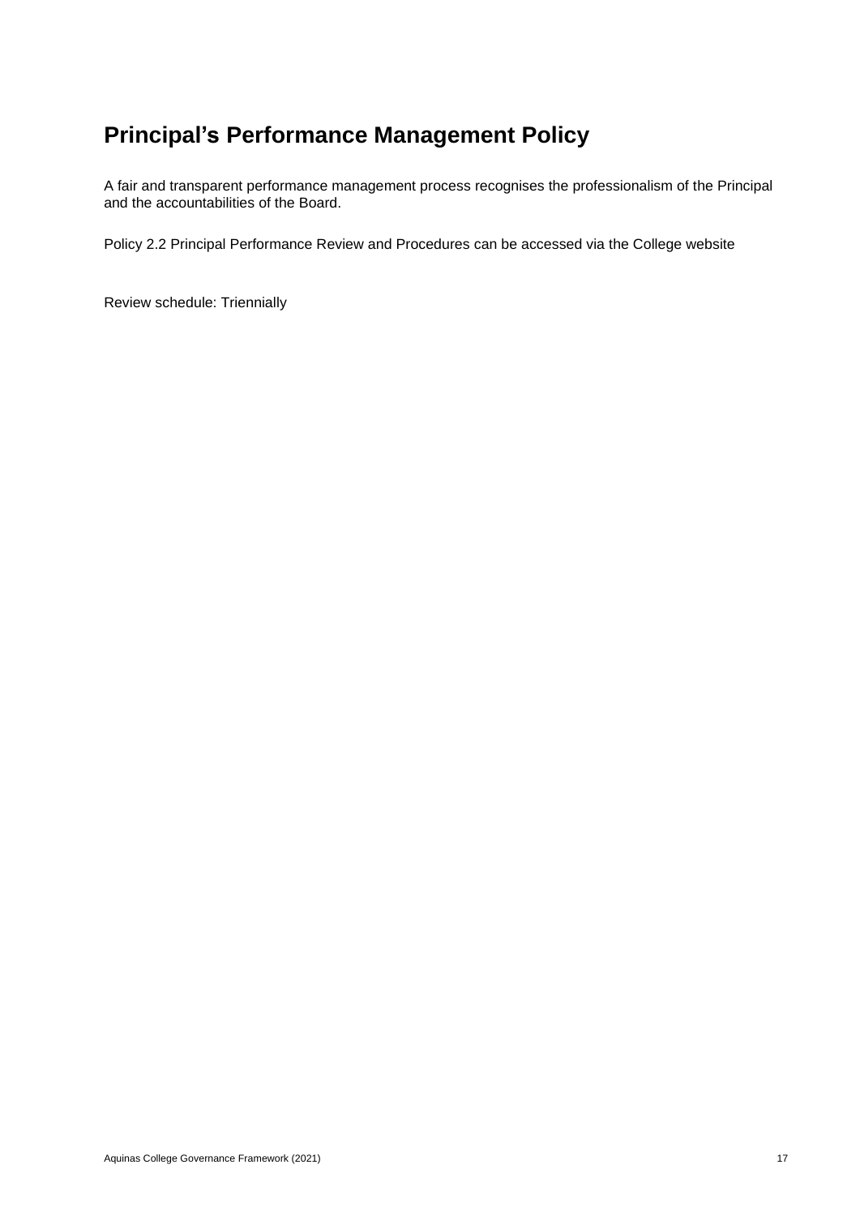## Principal's Performance Management Policy

A fair and transparent performance management process recognises the professionalism of the Principal and the accountabilities of the Board.

Policy 2.2 Principal Performance Review and Procedures can be accessed via the College website

Review schedule: Triennially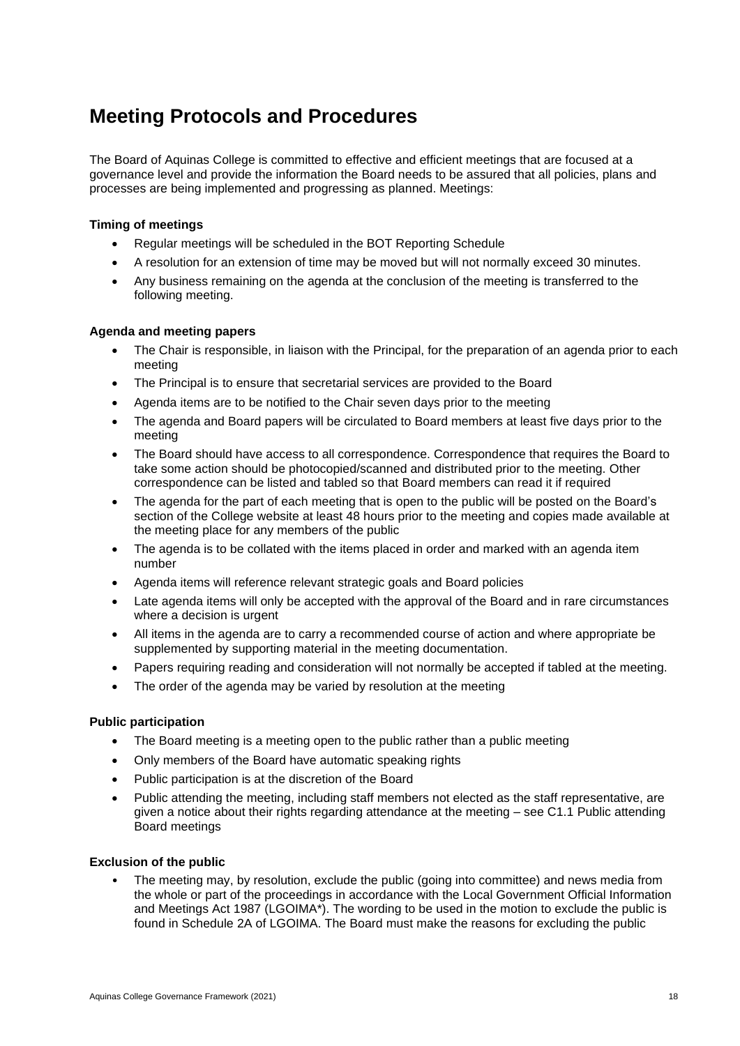# Meeting Protocols and Procedures

The Board of Aquinas College is committed to effective and efficient meetings that are focused at a governance level and provide the information the Board needs to be assured that all policies, plans and processes are being implemented and progressing as planned. Meetings:

**Timing of meetings**

- Regular meetings will be scheduled in the BOT Reporting Schedule
- A resolution for an extension of time may be moved but will not normally exceed 30 minutes.
- Any business remaining on the agenda at the conclusion of the meeting is transferred to the following meeting.

**Agenda and meeting papers**

- The Chair is responsible, in liaison with the Principal, for the preparation of an agenda prior to each meeting
- The Principal is to ensure that secretarial services are provided to the Board
- Agenda items are to be notified to the Chair seven days prior to the meeting
- The agenda and Board papers will be circulated to Board members at least five days prior to the meeting
- The Board should have access to all correspondence. Correspondence that requires the Board to take some action should be photocopied/scanned and distributed prior to the meeting. Other correspondence can be listed and tabled so that Board members can read it if required
- The agenda for the part of each meeting that is open to the public will be posted on the Board's section of the College website at least 48 hours prior to the meeting and copies made available at the meeting place for any members of the public
- The agenda is to be collated with the items placed in order and marked with an agenda item number
- Agenda items will reference relevant strategic goals and Board policies
- Late agenda items will only be accepted with the approval of the Board and in rare circumstances where a decision is urgent
- All items in the agenda are to carry a recommended course of action and where appropriate be supplemented by supporting material in the meeting documentation.
- Papers requiring reading and consideration will not normally be accepted if tabled at the meeting.
- The order of the agenda may be varied by resolution at the meeting

**Public participation**

- The Board meeting is a meeting open to the public rather than a public meeting
- Only members of the Board have automatic speaking rights
- Public participation is at the discretion of the Board
- Public attending the meeting, including staff members not elected as the staff representative, are given a notice about their rights regarding attendance at the meeting – see C1.1 Public attending Board meetings

**Exclusion of the public**

- The meeting may, by resolution, exclude the public (going into committee) and news media from the whole or part of the proceedings in accordance with the Local Government Official Information and Meetings Act 1987 (LGOIMA*). The wording to be used in the motion to exclude the public is found in Schedule 2A of LGOIMA. The Board must make the reasons for excluding the public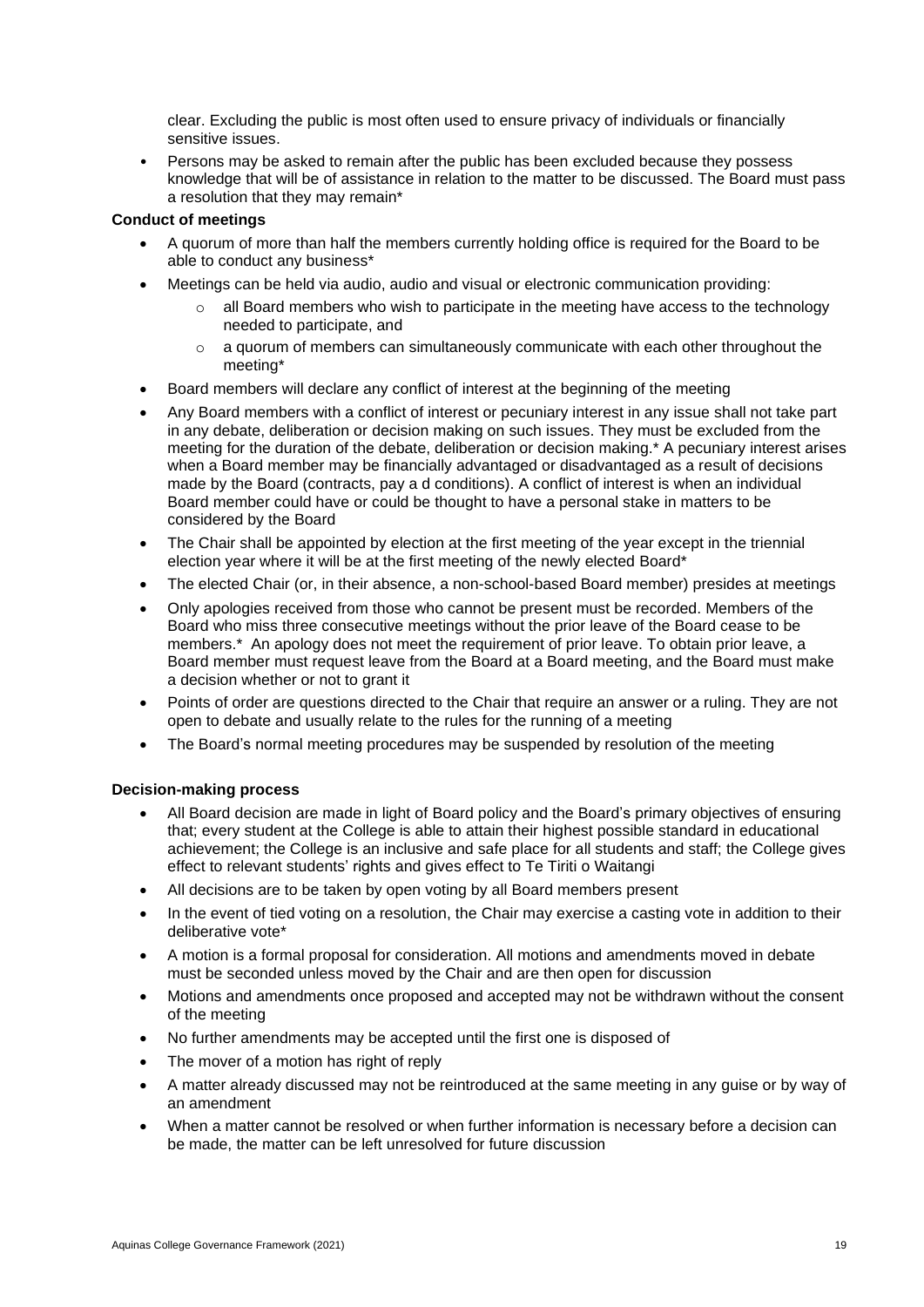clear. Excluding the public is most often used to ensure privacy of individuals or financially sensitive issues.

- Persons may be asked to remain after the public has been excluded because they possess knowledge that will be of assistance in relation to the matter to be discussed. The Board must pass a resolution that they may remain*

**Conduct of meetings**

- A quorum of more than half the members currently holding office is required for the Board to be able to conduct any business*
- Meetings can be held via audio, audio and visual or electronic communication providing:
  - all Board members who wish to participate in the meeting have access to the technology needed to participate, and
  - a quorum of members can simultaneously communicate with each other throughout the meeting*
- Board members will declare any conflict of interest at the beginning of the meeting
- Any Board members with a conflict of interest or pecuniary interest in any issue shall not take part in any debate, deliberation or decision making on such issues. They must be excluded from the meeting for the duration of the debate, deliberation or decision making.* A pecuniary interest arises when a Board member may be financially advantaged or disadvantaged as a result of decisions made by the Board (contracts, pay a d conditions). A conflict of interest is when an individual Board member could have or could be thought to have a personal stake in matters to be considered by the Board
- The Chair shall be appointed by election at the first meeting of the year except in the triennial election year where it will be at the first meeting of the newly elected Board*
- The elected Chair (or, in their absence, a non-school-based Board member) presides at meetings
- Only apologies received from those who cannot be present must be recorded. Members of the Board who miss three consecutive meetings without the prior leave of the Board cease to be members.* An apology does not meet the requirement of prior leave. To obtain prior leave, a Board member must request leave from the Board at a Board meeting, and the Board must make a decision whether or not to grant it
- Points of order are questions directed to the Chair that require an answer or a ruling. They are not open to debate and usually relate to the rules for the running of a meeting
- The Board's normal meeting procedures may be suspended by resolution of the meeting

**Decision-making process**

- All Board decision are made in light of Board policy and the Board's primary objectives of ensuring that; every student at the College is able to attain their highest possible standard in educational achievement; the College is an inclusive and safe place for all students and staff; the College gives effect to relevant students' rights and gives effect to Te Tiriti o Waitangi
- All decisions are to be taken by open voting by all Board members present
- In the event of tied voting on a resolution, the Chair may exercise a casting vote in addition to their deliberative vote*
- A motion is a formal proposal for consideration. All motions and amendments moved in debate must be seconded unless moved by the Chair and are then open for discussion
- Motions and amendments once proposed and accepted may not be withdrawn without the consent of the meeting
- No further amendments may be accepted until the first one is disposed of
- The mover of a motion has right of reply
- A matter already discussed may not be reintroduced at the same meeting in any guise or by way of an amendment
- When a matter cannot be resolved or when further information is necessary before a decision can be made, the matter can be left unresolved for future discussion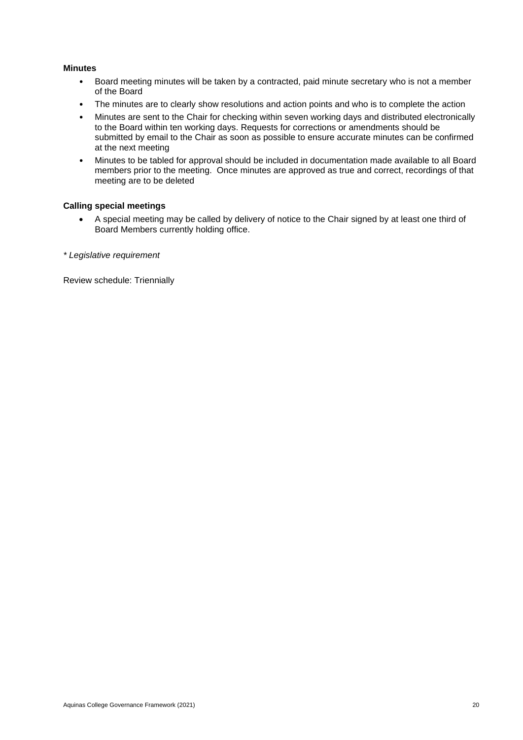**Minutes**

- Board meeting minutes will be taken by a contracted, paid minute secretary who is not a member of the Board
- The minutes are to clearly show resolutions and action points and who is to complete the action
- Minutes are sent to the Chair for checking within seven working days and distributed electronically to the Board within ten working days. Requests for corrections or amendments should be submitted by email to the Chair as soon as possible to ensure accurate minutes can be confirmed at the next meeting
- Minutes to be tabled for approval should be included in documentation made available to all Board members prior to the meeting. Once minutes are approved as true and correct, recordings of that meeting are to be deleted

**Calling special meetings**

- A special meeting may be called by delivery of notice to the Chair signed by at least one third of Board Members currently holding office.

*\* Legislative requirement*

Review schedule: Triennially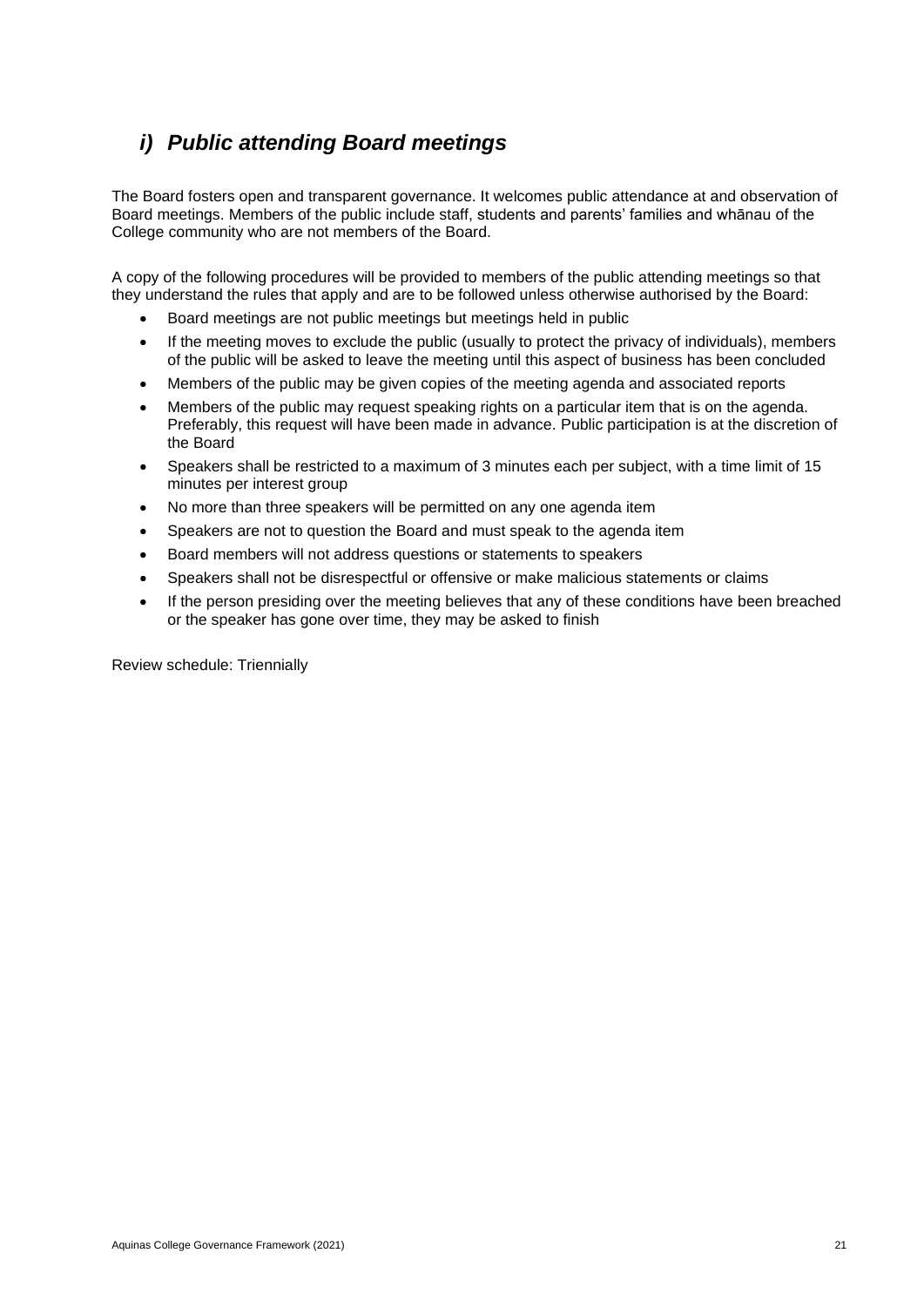## *i) Public attending Board meetings*

The Board fosters open and transparent governance. It welcomes public attendance at and observation of Board meetings. Members of the public include staff, students and parents' families and whānau of the College community who are not members of the Board.

A copy of the following procedures will be provided to members of the public attending meetings so that they understand the rules that apply and are to be followed unless otherwise authorised by the Board:

- Board meetings are not public meetings but meetings held in public
- If the meeting moves to exclude the public (usually to protect the privacy of individuals), members of the public will be asked to leave the meeting until this aspect of business has been concluded
- Members of the public may be given copies of the meeting agenda and associated reports
- Members of the public may request speaking rights on a particular item that is on the agenda. Preferably, this request will have been made in advance. Public participation is at the discretion of the Board
- Speakers shall be restricted to a maximum of 3 minutes each per subject, with a time limit of 15 minutes per interest group
- No more than three speakers will be permitted on any one agenda item
- Speakers are not to question the Board and must speak to the agenda item
- Board members will not address questions or statements to speakers
- Speakers shall not be disrespectful or offensive or make malicious statements or claims
- If the person presiding over the meeting believes that any of these conditions have been breached or the speaker has gone over time, they may be asked to finish

Review schedule: Triennially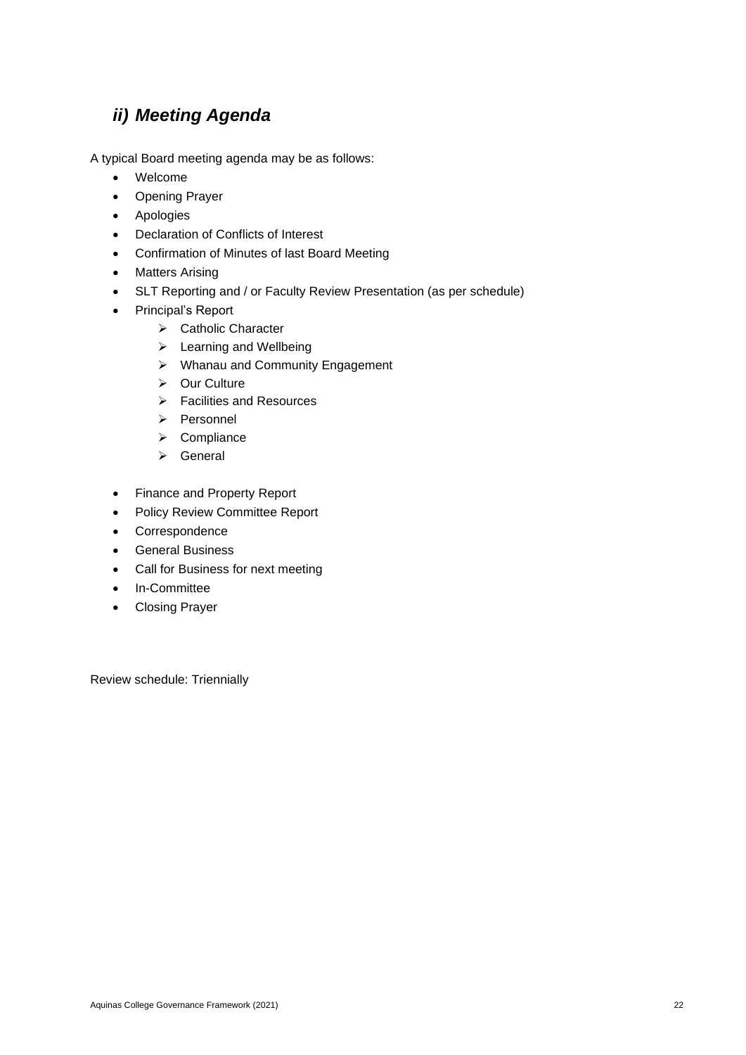## *ii) Meeting Agenda*

A typical Board meeting agenda may be as follows:

- Welcome
- Opening Prayer
- Apologies
- Declaration of Conflicts of Interest
- Confirmation of Minutes of last Board Meeting
- Matters Arising
- SLT Reporting and / or Faculty Review Presentation (as per schedule)
- Principal's Report
    - Catholic Character
    - Learning and Wellbeing
    - Whanau and Community Engagement
    - Our Culture
    - Facilities and Resources
    - Personnel
    - Compliance
    - General
- Finance and Property Report
- Policy Review Committee Report
- Correspondence
- General Business
- Call for Business for next meeting
- In-Committee
- Closing Prayer

Review schedule: Triennially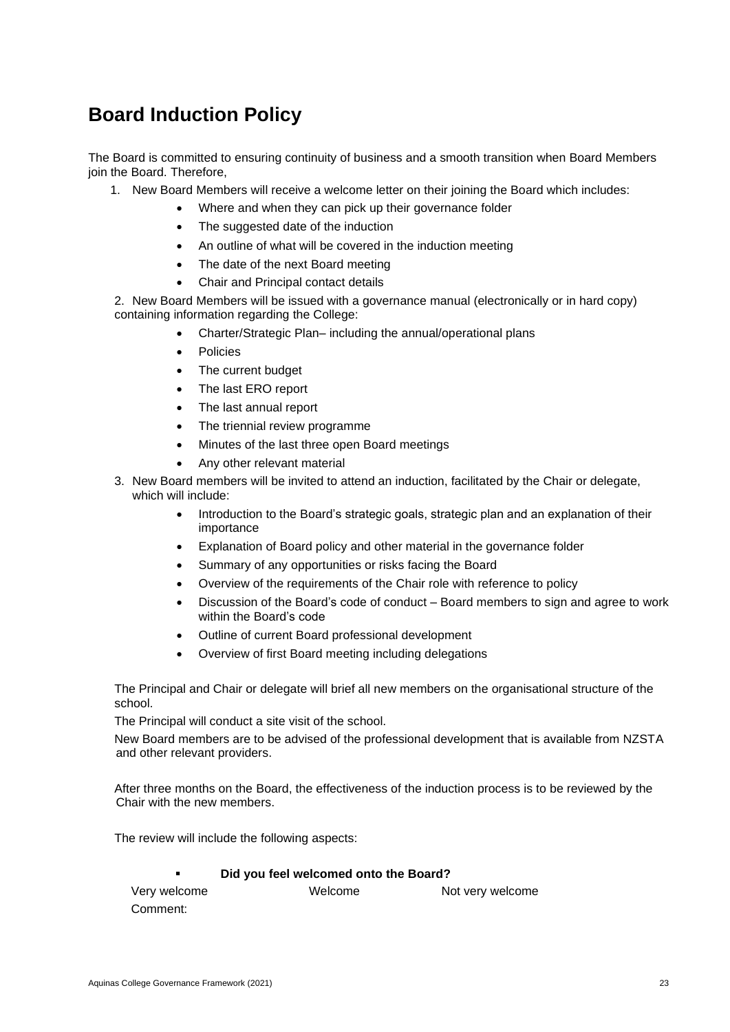# Board Induction Policy

The Board is committed to ensuring continuity of business and a smooth transition when Board Members join the Board. Therefore,

1. New Board Members will receive a welcome letter on their joining the Board which includes:
    - Where and when they can pick up their governance folder
    - The suggested date of the induction
    - An outline of what will be covered in the induction meeting
    - The date of the next Board meeting
    - Chair and Principal contact details
2. New Board Members will be issued with a governance manual (electronically or in hard copy) containing information regarding the College:
    - Charter/Strategic Plan– including the annual/operational plans
    - Policies
    - The current budget
    - The last ERO report
    - The last annual report
    - The triennial review programme
    - Minutes of the last three open Board meetings
    - Any other relevant material
3. New Board members will be invited to attend an induction, facilitated by the Chair or delegate, which will include:
    - Introduction to the Board's strategic goals, strategic plan and an explanation of their importance
    - Explanation of Board policy and other material in the governance folder
    - Summary of any opportunities or risks facing the Board
    - Overview of the requirements of the Chair role with reference to policy
    - Discussion of the Board's code of conduct – Board members to sign and agree to work within the Board's code
    - Outline of current Board professional development
    - Overview of first Board meeting including delegations

The Principal and Chair or delegate will brief all new members on the organisational structure of the school.

The Principal will conduct a site visit of the school.

New Board members are to be advised of the professional development that is available from NZSTA and other relevant providers.

After three months on the Board, the effectiveness of the induction process is to be reviewed by the Chair with the new members.

The review will include the following aspects:

- **Did you feel welcomed onto the Board?**

Very welcome　　　Welcome　　　Not very welcome

Comment: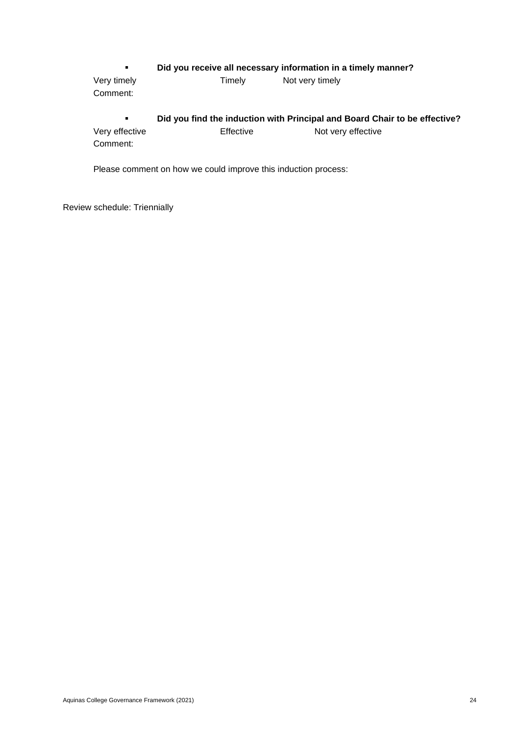- **Did you receive all necessary information in a timely manner?**

Very timely Timely Not very timely

Comment:

- **Did you find the induction with Principal and Board Chair to be effective?**

Very effective Effective Not very effective

Comment:

Please comment on how we could improve this induction process:

Review schedule: Triennially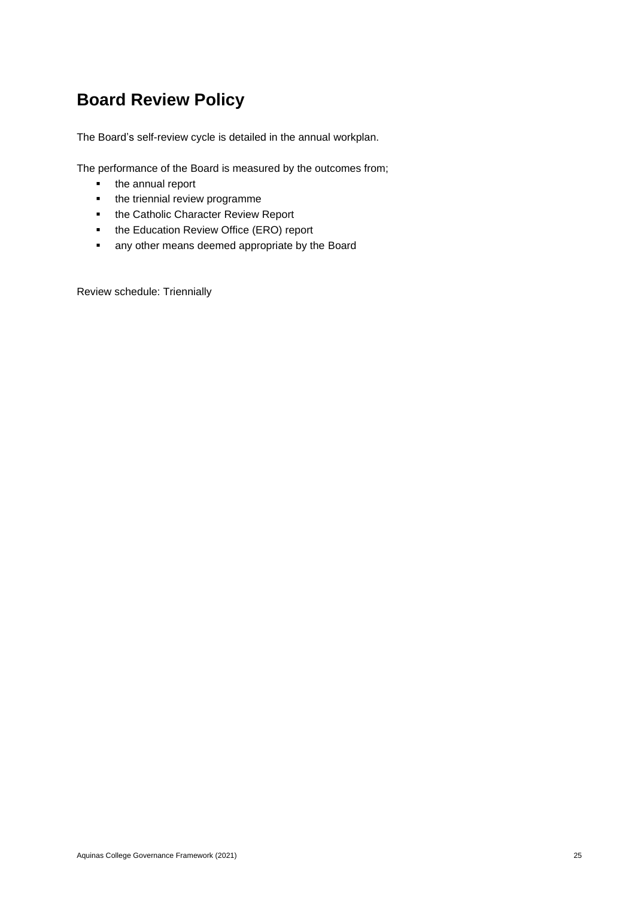# Board Review Policy

The Board's self-review cycle is detailed in the annual workplan.

The performance of the Board is measured by the outcomes from;

- the annual report
- the triennial review programme
- the Catholic Character Review Report
- the Education Review Office (ERO) report
- any other means deemed appropriate by the Board

Review schedule: Triennially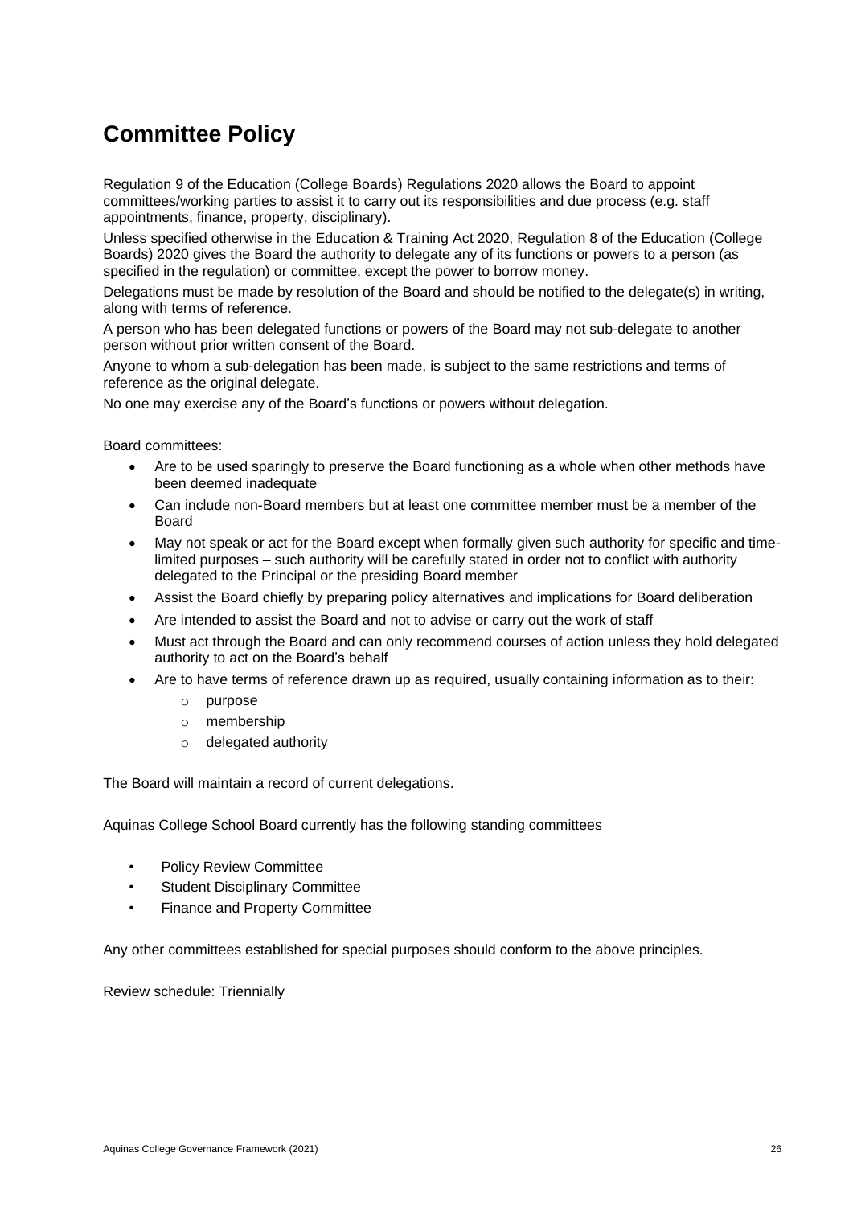# Committee Policy

Regulation 9 of the Education (College Boards) Regulations 2020 allows the Board to appoint committees/working parties to assist it to carry out its responsibilities and due process (e.g. staff appointments, finance, property, disciplinary).

Unless specified otherwise in the Education & Training Act 2020, Regulation 8 of the Education (College Boards) 2020 gives the Board the authority to delegate any of its functions or powers to a person (as specified in the regulation) or committee, except the power to borrow money.

Delegations must be made by resolution of the Board and should be notified to the delegate(s) in writing, along with terms of reference.

A person who has been delegated functions or powers of the Board may not sub-delegate to another person without prior written consent of the Board.

Anyone to whom a sub-delegation has been made, is subject to the same restrictions and terms of reference as the original delegate.

No one may exercise any of the Board's functions or powers without delegation.

Board committees:

- Are to be used sparingly to preserve the Board functioning as a whole when other methods have been deemed inadequate
- Can include non-Board members but at least one committee member must be a member of the Board
- May not speak or act for the Board except when formally given such authority for specific and time-limited purposes – such authority will be carefully stated in order not to conflict with authority delegated to the Principal or the presiding Board member
- Assist the Board chiefly by preparing policy alternatives and implications for Board deliberation
- Are intended to assist the Board and not to advise or carry out the work of staff
- Must act through the Board and can only recommend courses of action unless they hold delegated authority to act on the Board's behalf
- Are to have terms of reference drawn up as required, usually containing information as to their:
  - purpose
  - membership
  - delegated authority

The Board will maintain a record of current delegations.

Aquinas College School Board currently has the following standing committees

- Policy Review Committee
- Student Disciplinary Committee
- Finance and Property Committee

Any other committees established for special purposes should conform to the above principles.

Review schedule: Triennially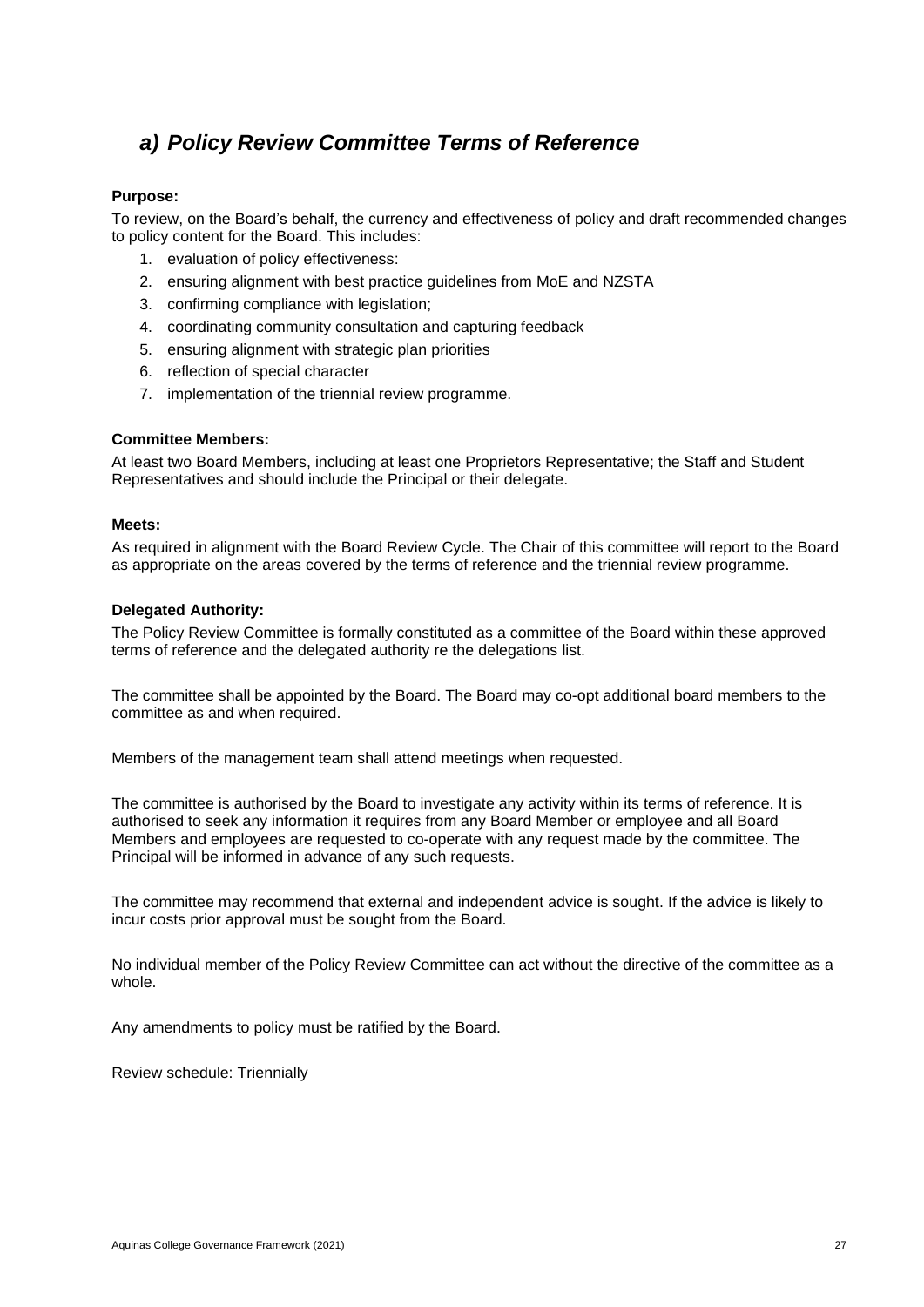## *a) Policy Review Committee Terms of Reference*

**Purpose:**

To review, on the Board's behalf, the currency and effectiveness of policy and draft recommended changes to policy content for the Board. This includes:

1. evaluation of policy effectiveness:
2. ensuring alignment with best practice guidelines from MoE and NZSTA
3. confirming compliance with legislation;
4. coordinating community consultation and capturing feedback
5. ensuring alignment with strategic plan priorities
6. reflection of special character
7. implementation of the triennial review programme.

**Committee Members:**

At least two Board Members, including at least one Proprietors Representative; the Staff and Student Representatives and should include the Principal or their delegate.

**Meets:**

As required in alignment with the Board Review Cycle. The Chair of this committee will report to the Board as appropriate on the areas covered by the terms of reference and the triennial review programme.

**Delegated Authority:**

The Policy Review Committee is formally constituted as a committee of the Board within these approved terms of reference and the delegated authority re the delegations list.

The committee shall be appointed by the Board. The Board may co-opt additional board members to the committee as and when required.

Members of the management team shall attend meetings when requested.

The committee is authorised by the Board to investigate any activity within its terms of reference. It is authorised to seek any information it requires from any Board Member or employee and all Board Members and employees are requested to co-operate with any request made by the committee. The Principal will be informed in advance of any such requests.

The committee may recommend that external and independent advice is sought. If the advice is likely to incur costs prior approval must be sought from the Board.

No individual member of the Policy Review Committee can act without the directive of the committee as a whole.

Any amendments to policy must be ratified by the Board.

Review schedule: Triennially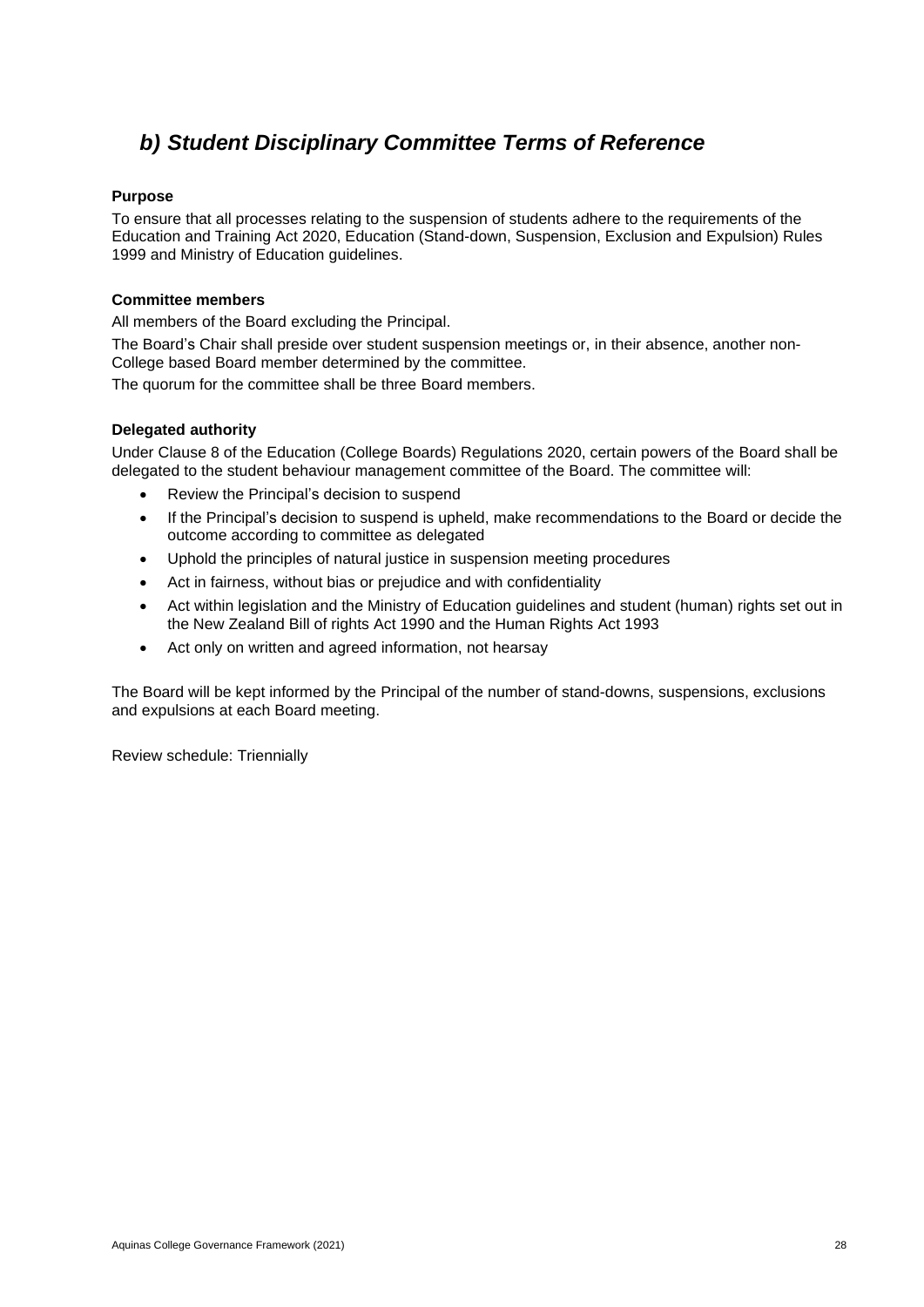## *b) Student Disciplinary Committee Terms of Reference*

**Purpose**

To ensure that all processes relating to the suspension of students adhere to the requirements of the Education and Training Act 2020, Education (Stand-down, Suspension, Exclusion and Expulsion) Rules 1999 and Ministry of Education guidelines.

**Committee members**

All members of the Board excluding the Principal.

The Board's Chair shall preside over student suspension meetings or, in their absence, another non-College based Board member determined by the committee.

The quorum for the committee shall be three Board members.

**Delegated authority**

Under Clause 8 of the Education (College Boards) Regulations 2020, certain powers of the Board shall be delegated to the student behaviour management committee of the Board. The committee will:

- Review the Principal's decision to suspend
- If the Principal's decision to suspend is upheld, make recommendations to the Board or decide the outcome according to committee as delegated
- Uphold the principles of natural justice in suspension meeting procedures
- Act in fairness, without bias or prejudice and with confidentiality
- Act within legislation and the Ministry of Education guidelines and student (human) rights set out in the New Zealand Bill of rights Act 1990 and the Human Rights Act 1993
- Act only on written and agreed information, not hearsay

The Board will be kept informed by the Principal of the number of stand-downs, suspensions, exclusions and expulsions at each Board meeting.

Review schedule: Triennially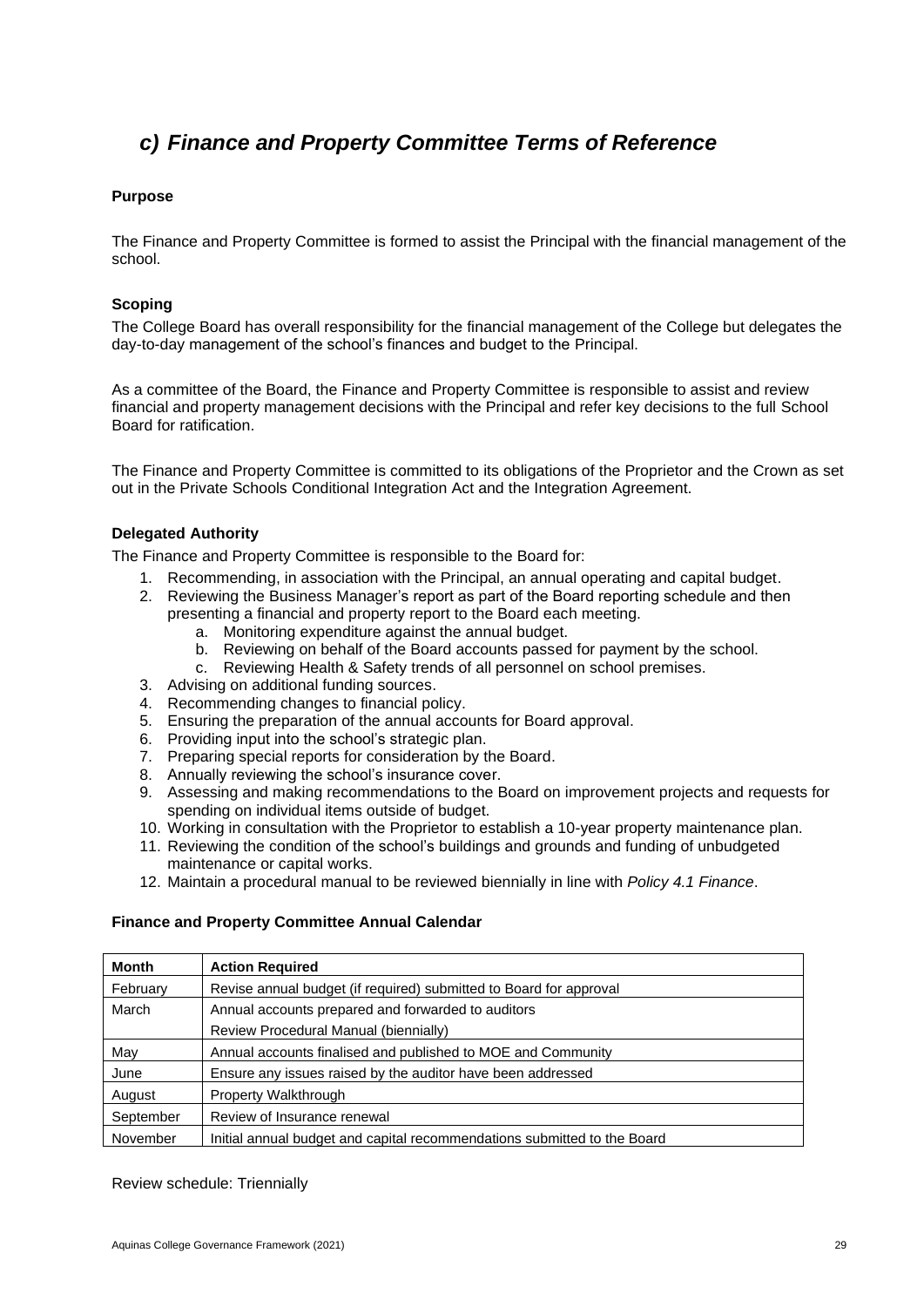## *c) Finance and Property Committee Terms of Reference*

**Purpose**

The Finance and Property Committee is formed to assist the Principal with the financial management of the school.

**Scoping**

The College Board has overall responsibility for the financial management of the College but delegates the day-to-day management of the school's finances and budget to the Principal.

As a committee of the Board, the Finance and Property Committee is responsible to assist and review financial and property management decisions with the Principal and refer key decisions to the full School Board for ratification.

The Finance and Property Committee is committed to its obligations of the Proprietor and the Crown as set out in the Private Schools Conditional Integration Act and the Integration Agreement.

**Delegated Authority**

The Finance and Property Committee is responsible to the Board for:

1. Recommending, in association with the Principal, an annual operating and capital budget.
2. Reviewing the Business Manager's report as part of the Board reporting schedule and then presenting a financial and property report to the Board each meeting.
    a. Monitoring expenditure against the annual budget.
    b. Reviewing on behalf of the Board accounts passed for payment by the school.
    c. Reviewing Health & Safety trends of all personnel on school premises.
3. Advising on additional funding sources.
4. Recommending changes to financial policy.
5. Ensuring the preparation of the annual accounts for Board approval.
6. Providing input into the school's strategic plan.
7. Preparing special reports for consideration by the Board.
8. Annually reviewing the school's insurance cover.
9. Assessing and making recommendations to the Board on improvement projects and requests for spending on individual items outside of budget.
10. Working in consultation with the Proprietor to establish a 10-year property maintenance plan.
11. Reviewing the condition of the school's buildings and grounds and funding of unbudgeted maintenance or capital works.
12. Maintain a procedural manual to be reviewed biennially in line with *Policy 4.1 Finance*.

**Finance and Property Committee Annual Calendar**

| Month | Action Required |
|---|---|
| February | Revise annual budget (if required) submitted to Board for approval |
| March | Annual accounts prepared and forwarded to auditors |
| | Review Procedural Manual (biennially) |
| May | Annual accounts finalised and published to MOE and Community |
| June | Ensure any issues raised by the auditor have been addressed |
| August | Property Walkthrough |
| September | Review of Insurance renewal |
| November | Initial annual budget and capital recommendations submitted to the Board |

Review schedule: Triennially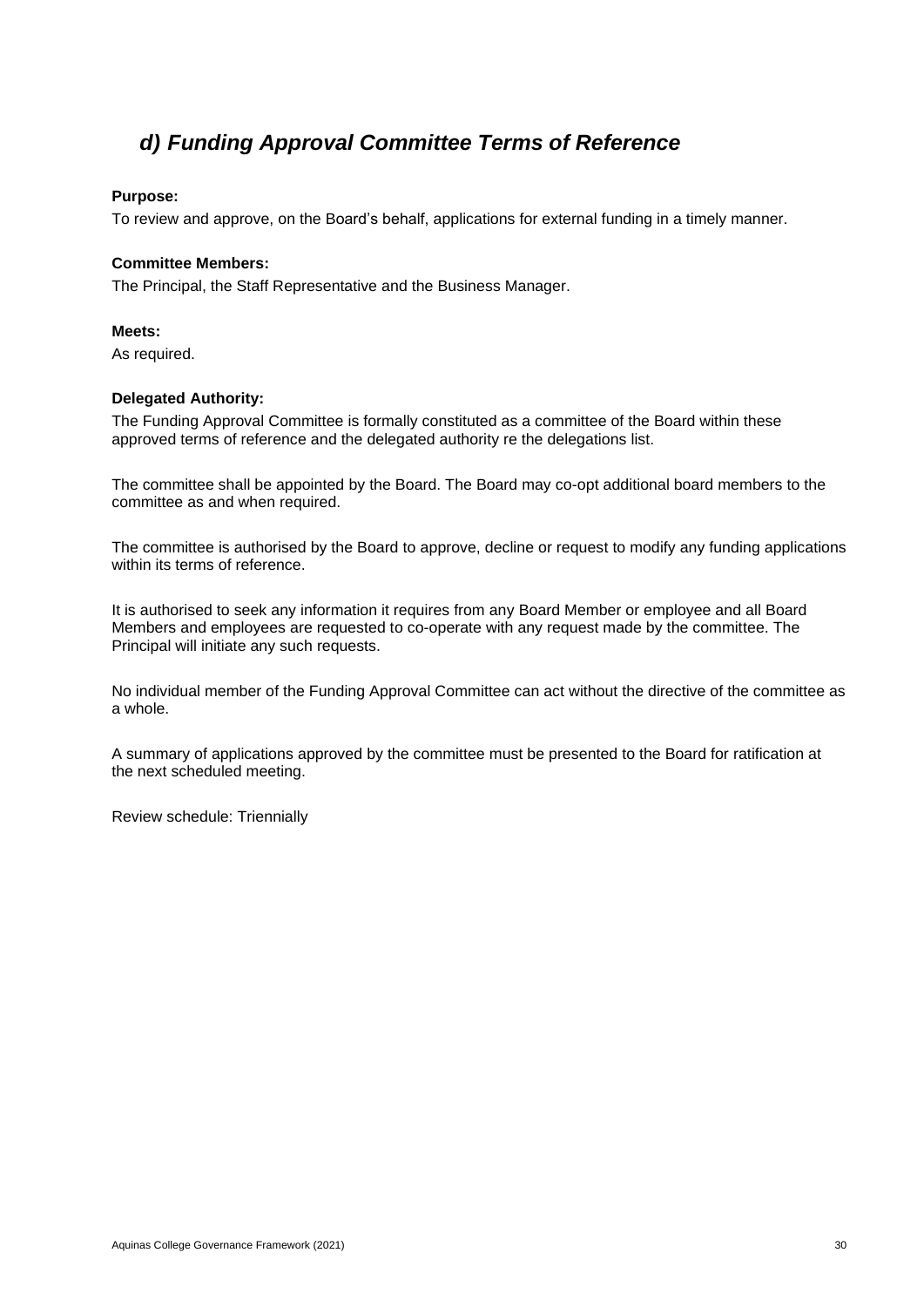## *d) Funding Approval Committee Terms of Reference*

**Purpose:**

To review and approve, on the Board's behalf, applications for external funding in a timely manner.

**Committee Members:**

The Principal, the Staff Representative and the Business Manager.

**Meets:**

As required.

**Delegated Authority:**

The Funding Approval Committee is formally constituted as a committee of the Board within these approved terms of reference and the delegated authority re the delegations list.

The committee shall be appointed by the Board. The Board may co-opt additional board members to the committee as and when required.

The committee is authorised by the Board to approve, decline or request to modify any funding applications within its terms of reference.

It is authorised to seek any information it requires from any Board Member or employee and all Board Members and employees are requested to co-operate with any request made by the committee. The Principal will initiate any such requests.

No individual member of the Funding Approval Committee can act without the directive of the committee as a whole.

A summary of applications approved by the committee must be presented to the Board for ratification at the next scheduled meeting.

Review schedule: Triennially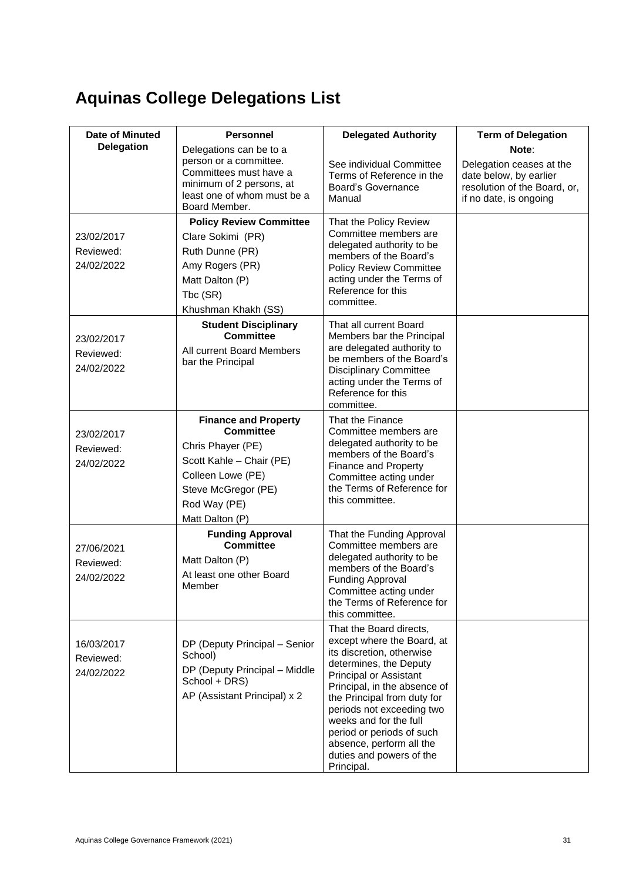# Aquinas College Delegations List

| Date of Minuted Delegation | Personnel | Delegated Authority | Term of Delegation |
|---|---|---|---|
| | Delegations can be to a person or a committee. Committees must have a minimum of 2 persons, at least one of whom must be a Board Member. | See individual Committee Terms of Reference in the Board's Governance Manual | **Note**: Delegation ceases at the date below, by earlier resolution of the Board, or, if no date, is ongoing |
| 23/02/2017<br>Reviewed:<br>24/02/2022 | **Policy Review Committee**<br>Clare Sokimi (PR)<br>Ruth Dunne (PR)<br>Amy Rogers (PR)<br>Matt Dalton (P)<br>Tbc (SR)<br>Khushman Khakh (SS) | That the Policy Review Committee members are delegated authority to be members of the Board's Policy Review Committee acting under the Terms of Reference for this committee. | |
| 23/02/2017<br>Reviewed:<br>24/02/2022 | **Student Disciplinary Committee**<br>All current Board Members bar the Principal | That all current Board Members bar the Principal are delegated authority to be members of the Board's Disciplinary Committee acting under the Terms of Reference for this committee. | |
| 23/02/2017<br>Reviewed:<br>24/02/2022 | **Finance and Property Committee**<br>Chris Phayer (PE)<br>Scott Kahle – Chair (PE)<br>Colleen Lowe (PE)<br>Steve McGregor (PE)<br>Rod Way (PE)<br>Matt Dalton (P) | That the Finance Committee members are delegated authority to be members of the Board's Finance and Property Committee acting under the Terms of Reference for this committee. | |
| 27/06/2021<br>Reviewed:<br>24/02/2022 | **Funding Approval Committee**<br>Matt Dalton (P)<br>At least one other Board Member | That the Funding Approval Committee members are delegated authority to be members of the Board's Funding Approval Committee acting under the Terms of Reference for this committee. | |
| 16/03/2017<br>Reviewed:<br>24/02/2022 | DP (Deputy Principal – Senior School)<br>DP (Deputy Principal – Middle School + DRS)<br>AP (Assistant Principal) x 2 | That the Board directs, except where the Board, at its discretion, otherwise determines, the Deputy Principal or Assistant Principal, in the absence of the Principal from duty for periods not exceeding two weeks and for the full period or periods of such absence, perform all the duties and powers of the Principal. | |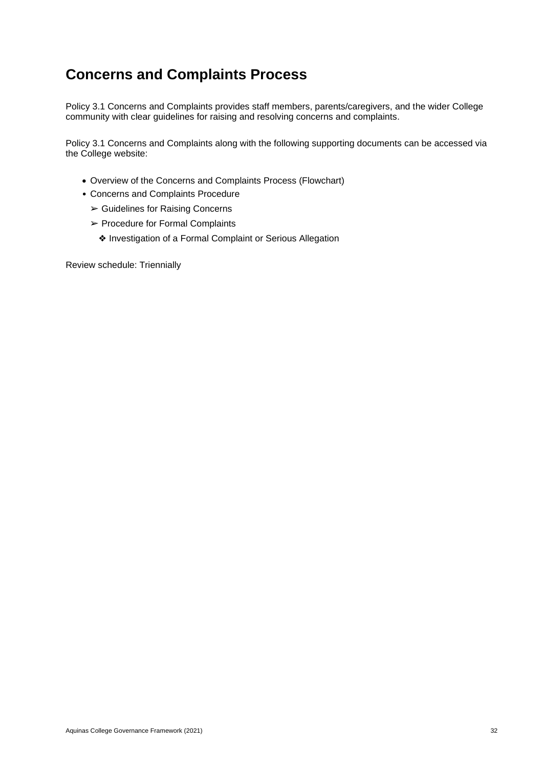## Concerns and Complaints Process

Policy 3.1 Concerns and Complaints provides staff members, parents/caregivers, and the wider College community with clear guidelines for raising and resolving concerns and complaints.

Policy 3.1 Concerns and Complaints along with the following supporting documents can be accessed via the College website:

- Overview of the Concerns and Complaints Process (Flowchart)
- Concerns and Complaints Procedure
  - Guidelines for Raising Concerns
  - Procedure for Formal Complaints
    - Investigation of a Formal Complaint or Serious Allegation

Review schedule: Triennially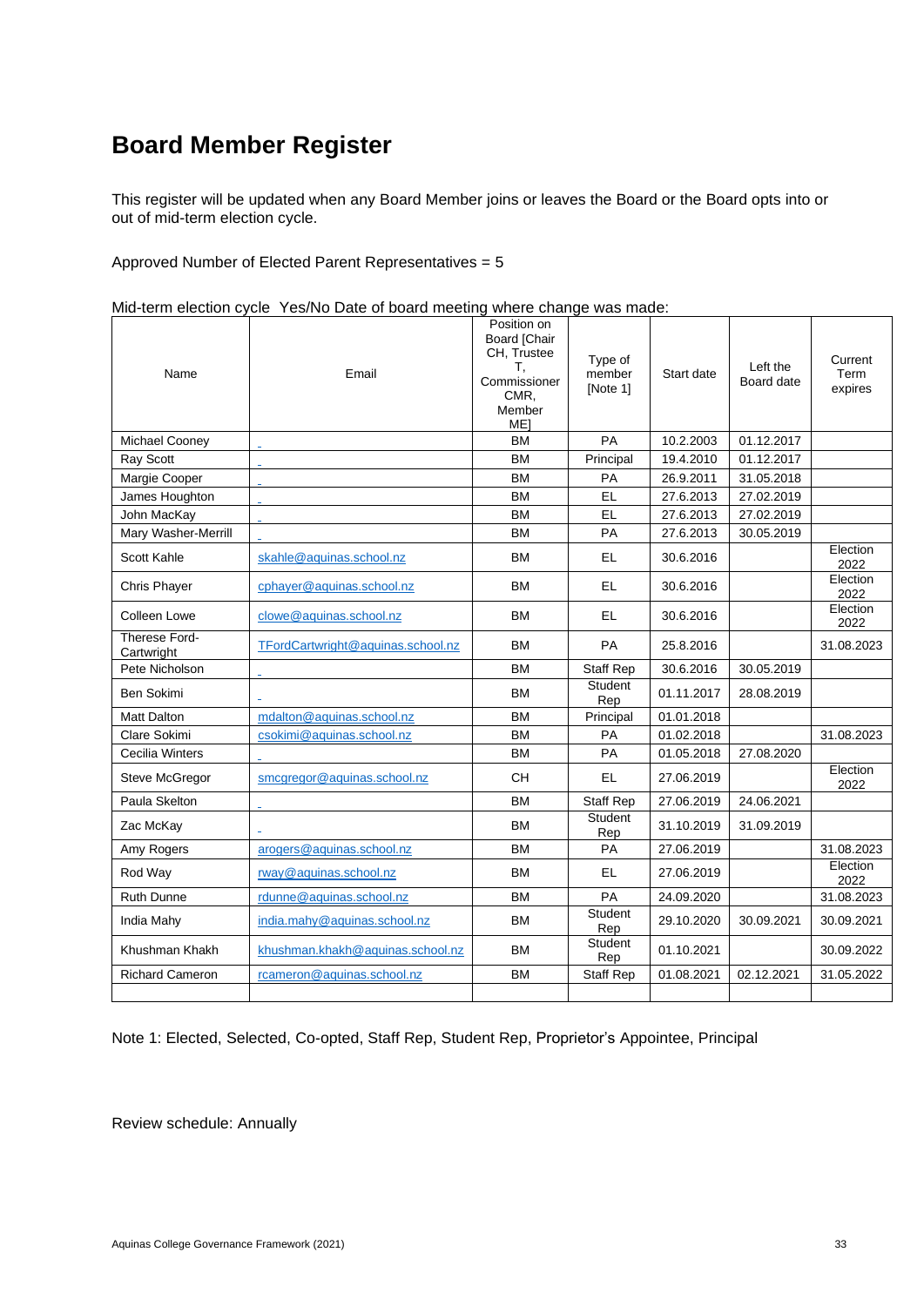# Board Member Register

This register will be updated when any Board Member joins or leaves the Board or the Board opts into or out of mid-term election cycle.

Approved Number of Elected Parent Representatives = 5

Mid-term election cycle Yes/No Date of board meeting where change was made:

| Name | Email | Position on Board [Chair CH, Trustee T, Commissioner CMR, Member ME] | Type of member [Note 1] | Start date | Left the Board date | Current Term expires |
|---|---|---|---|---|---|---|
| Michael Cooney | | BM | PA | 10.2.2003 | 01.12.2017 | |
| Ray Scott | | BM | Principal | 19.4.2010 | 01.12.2017 | |
| Margie Cooper | | BM | PA | 26.9.2011 | 31.05.2018 | |
| James Houghton | | BM | EL | 27.6.2013 | 27.02.2019 | |
| John MacKay | | BM | EL | 27.6.2013 | 27.02.2019 | |
| Mary Washer-Merrill | | BM | PA | 27.6.2013 | 30.05.2019 | |
| Scott Kahle | skahle@aquinas.school.nz | BM | EL | 30.6.2016 | | Election 2022 |
| Chris Phayer | cphayer@aquinas.school.nz | BM | EL | 30.6.2016 | | Election 2022 |
| Colleen Lowe | clowe@aquinas.school.nz | BM | EL | 30.6.2016 | | Election 2022 |
| Therese Ford-Cartwright | TFordCartwright@aquinas.school.nz | BM | PA | 25.8.2016 | | 31.08.2023 |
| Pete Nicholson | | BM | Staff Rep | 30.6.2016 | 30.05.2019 | |
| Ben Sokimi | | BM | Student Rep | 01.11.2017 | 28.08.2019 | |
| Matt Dalton | mdalton@aquinas.school.nz | BM | Principal | 01.01.2018 | | |
| Clare Sokimi | csokimi@aquinas.school.nz | BM | PA | 01.02.2018 | | 31.08.2023 |
| Cecilia Winters | | BM | PA | 01.05.2018 | 27.08.2020 | |
| Steve McGregor | smcgregor@aquinas.school.nz | CH | EL | 27.06.2019 | | Election 2022 |
| Paula Skelton | | BM | Staff Rep | 27.06.2019 | 24.06.2021 | |
| Zac McKay | | BM | Student Rep | 31.10.2019 | 31.09.2019 | |
| Amy Rogers | arogers@aquinas.school.nz | BM | PA | 27.06.2019 | | 31.08.2023 |
| Rod Way | rway@aquinas.school.nz | BM | EL | 27.06.2019 | | Election 2022 |
| Ruth Dunne | rdunne@aquinas.school.nz | BM | PA | 24.09.2020 | | 31.08.2023 |
| India Mahy | india.mahy@aquinas.school.nz | BM | Student Rep | 29.10.2020 | 30.09.2021 | 30.09.2021 |
| Khushman Khakh | khushman.khakh@aquinas.school.nz | BM | Student Rep | 01.10.2021 | | 30.09.2022 |
| Richard Cameron | rcameron@aquinas.school.nz | BM | Staff Rep | 01.08.2021 | 02.12.2021 | 31.05.2022 |
| | | | | | | |

Note 1: Elected, Selected, Co-opted, Staff Rep, Student Rep, Proprietor's Appointee, Principal

Review schedule: Annually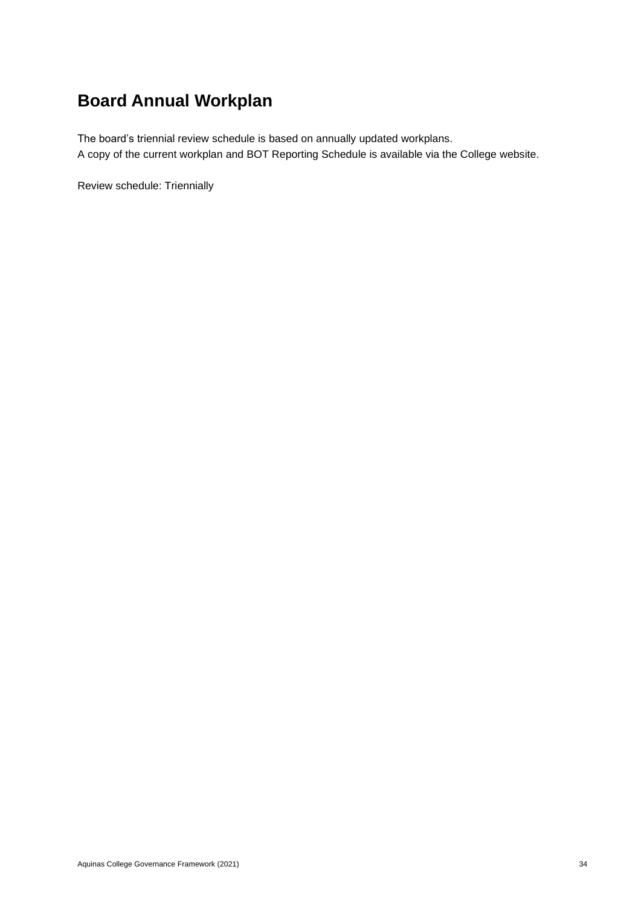# Board Annual Workplan

The board's triennial review schedule is based on annually updated workplans.
A copy of the current workplan and BOT Reporting Schedule is available via the College website.

Review schedule: Triennially